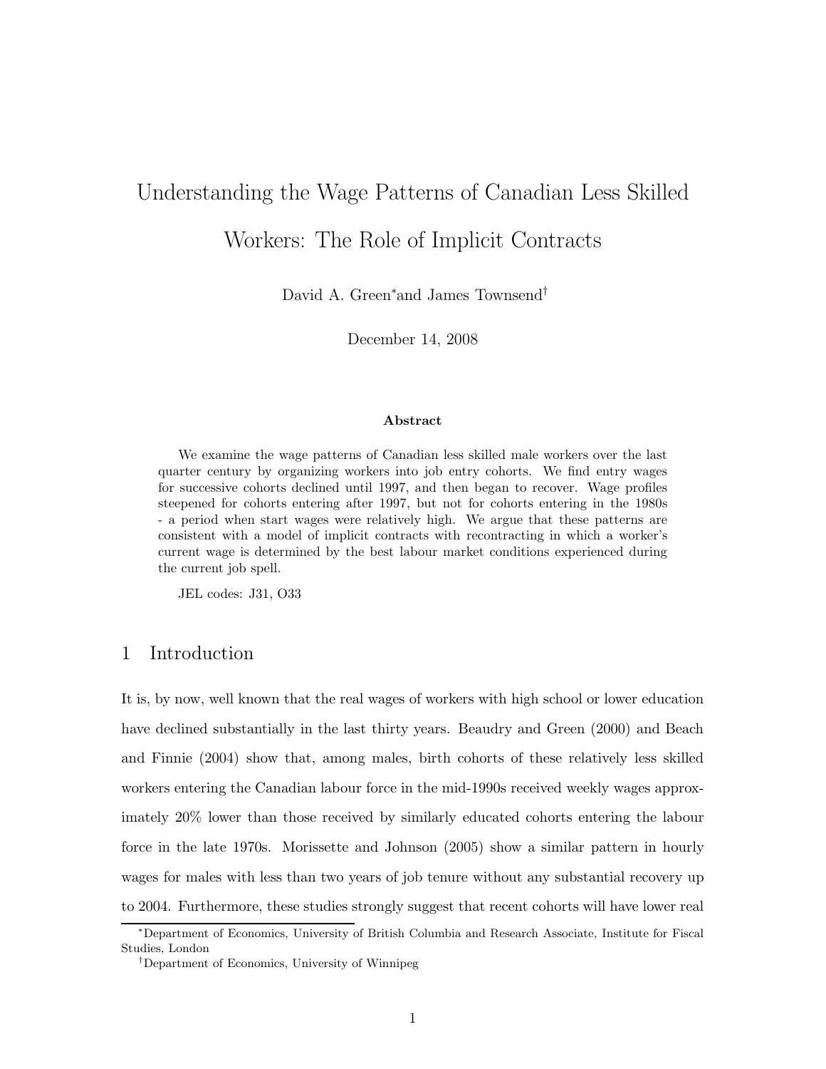# Understanding the Wage Patterns of Canadian Less Skilled Workers: The Role of Implicit Contracts

David A. Green[*] and James Townsend[†]

December 14, 2008

### Abstract

We examine the wage patterns of Canadian less skilled male workers over the last quarter century by organizing workers into job entry cohorts. We find entry wages for successive cohorts declined until 1997, and then began to recover. Wage profiles steepened for cohorts entering after 1997, but not for cohorts entering in the 1980s - a period when start wages were relatively high. We argue that these patterns are consistent with a model of implicit contracts with recontracting in which a worker's current wage is determined by the best labour market conditions experienced during the current job spell.

JEL codes: J31, O33

## 1 Introduction

It is, by now, well known that the real wages of workers with high school or lower education have declined substantially in the last thirty years. Beaudry and Green (2000) and Beach and Finnie (2004) show that, among males, birth cohorts of these relatively less skilled workers entering the Canadian labour force in the mid-1990s received weekly wages approximately 20% lower than those received by similarly educated cohorts entering the labour force in the late 1970s. Morissette and Johnson (2005) show a similar pattern in hourly wages for males with less than two years of job tenure without any substantial recovery up to 2004. Furthermore, these studies strongly suggest that recent cohorts will have lower real

[*] Department of Economics, University of British Columbia and Research Associate, Institute for Fiscal Studies, London

[†] Department of Economics, University of Winnipeg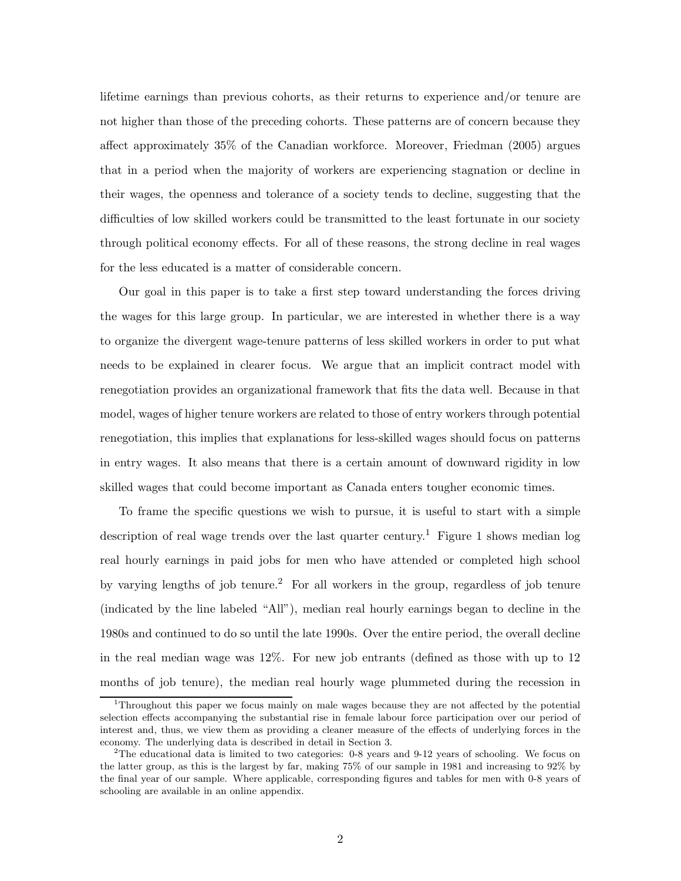lifetime earnings than previous cohorts, as their returns to experience and/or tenure are not higher than those of the preceding cohorts. These patterns are of concern because they affect approximately 35% of the Canadian workforce. Moreover, Friedman (2005) argues that in a period when the majority of workers are experiencing stagnation or decline in their wages, the openness and tolerance of a society tends to decline, suggesting that the difficulties of low skilled workers could be transmitted to the least fortunate in our society through political economy effects. For all of these reasons, the strong decline in real wages for the less educated is a matter of considerable concern.

Our goal in this paper is to take a first step toward understanding the forces driving the wages for this large group. In particular, we are interested in whether there is a way to organize the divergent wage-tenure patterns of less skilled workers in order to put what needs to be explained in clearer focus. We argue that an implicit contract model with renegotiation provides an organizational framework that fits the data well. Because in that model, wages of higher tenure workers are related to those of entry workers through potential renegotiation, this implies that explanations for less-skilled wages should focus on patterns in entry wages. It also means that there is a certain amount of downward rigidity in low skilled wages that could become important as Canada enters tougher economic times.

To frame the specific questions we wish to pursue, it is useful to start with a simple description of real wage trends over the last quarter century.[1] Figure 1 shows median log real hourly earnings in paid jobs for men who have attended or completed high school by varying lengths of job tenure.[2] For all workers in the group, regardless of job tenure (indicated by the line labeled "All"), median real hourly earnings began to decline in the 1980s and continued to do so until the late 1990s. Over the entire period, the overall decline in the real median wage was 12%. For new job entrants (defined as those with up to 12 months of job tenure), the median real hourly wage plummeted during the recession in

[1] Throughout this paper we focus mainly on male wages because they are not affected by the potential selection effects accompanying the substantial rise in female labour force participation over our period of interest and, thus, we view them as providing a cleaner measure of the effects of underlying forces in the economy. The underlying data is described in detail in Section 3.

[2] The educational data is limited to two categories: 0-8 years and 9-12 years of schooling. We focus on the latter group, as this is the largest by far, making 75% of our sample in 1981 and increasing to 92% by the final year of our sample. Where applicable, corresponding figures and tables for men with 0-8 years of schooling are available in an online appendix.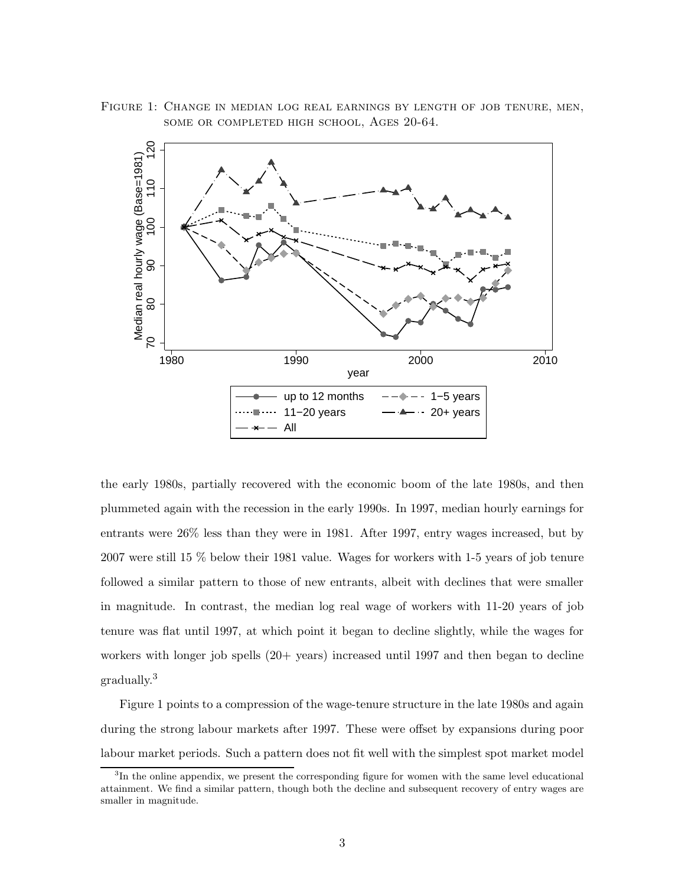FIGURE 1: CHANGE IN MEDIAN LOG REAL EARNINGS BY LENGTH OF JOB TENURE, MEN, SOME OR COMPLETED HIGH SCHOOL, AGES 20-64.

the early 1980s, partially recovered with the economic boom of the late 1980s, and then plummeted again with the recession in the early 1990s. In 1997, median hourly earnings for entrants were 26% less than they were in 1981. After 1997, entry wages increased, but by 2007 were still 15 % below their 1981 value. Wages for workers with 1-5 years of job tenure followed a similar pattern to those of new entrants, albeit with declines that were smaller in magnitude. In contrast, the median log real wage of workers with 11-20 years of job tenure was flat until 1997, at which point it began to decline slightly, while the wages for workers with longer job spells (20+ years) increased until 1997 and then began to decline gradually.[3]

Figure 1 points to a compression of the wage-tenure structure in the late 1980s and again during the strong labour markets after 1997. These were offset by expansions during poor labour market periods. Such a pattern does not fit well with the simplest spot market model

[3]In the online appendix, we present the corresponding figure for women with the same level educational attainment. We find a similar pattern, though both the decline and subsequent recovery of entry wages are smaller in magnitude.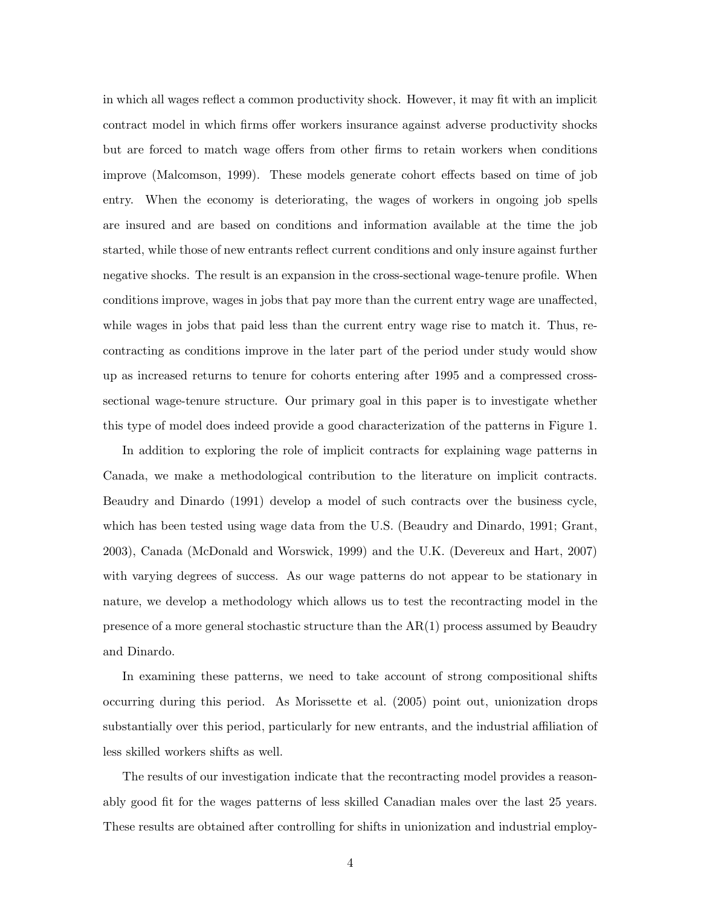in which all wages reflect a common productivity shock. However, it may fit with an implicit contract model in which firms offer workers insurance against adverse productivity shocks but are forced to match wage offers from other firms to retain workers when conditions improve (Malcomson, 1999). These models generate cohort effects based on time of job entry. When the economy is deteriorating, the wages of workers in ongoing job spells are insured and are based on conditions and information available at the time the job started, while those of new entrants reflect current conditions and only insure against further negative shocks. The result is an expansion in the cross-sectional wage-tenure profile. When conditions improve, wages in jobs that pay more than the current entry wage are unaffected, while wages in jobs that paid less than the current entry wage rise to match it. Thus, recontracting as conditions improve in the later part of the period under study would show up as increased returns to tenure for cohorts entering after 1995 and a compressed cross-sectional wage-tenure structure. Our primary goal in this paper is to investigate whether this type of model does indeed provide a good characterization of the patterns in Figure 1.

In addition to exploring the role of implicit contracts for explaining wage patterns in Canada, we make a methodological contribution to the literature on implicit contracts. Beaudry and Dinardo (1991) develop a model of such contracts over the business cycle, which has been tested using wage data from the U.S. (Beaudry and Dinardo, 1991; Grant, 2003), Canada (McDonald and Worswick, 1999) and the U.K. (Devereux and Hart, 2007) with varying degrees of success. As our wage patterns do not appear to be stationary in nature, we develop a methodology which allows us to test the recontracting model in the presence of a more general stochastic structure than the AR(1) process assumed by Beaudry and Dinardo.

In examining these patterns, we need to take account of strong compositional shifts occurring during this period. As Morissette et al. (2005) point out, unionization drops substantially over this period, particularly for new entrants, and the industrial affiliation of less skilled workers shifts as well.

The results of our investigation indicate that the recontracting model provides a reasonably good fit for the wages patterns of less skilled Canadian males over the last 25 years. These results are obtained after controlling for shifts in unionization and industrial employ-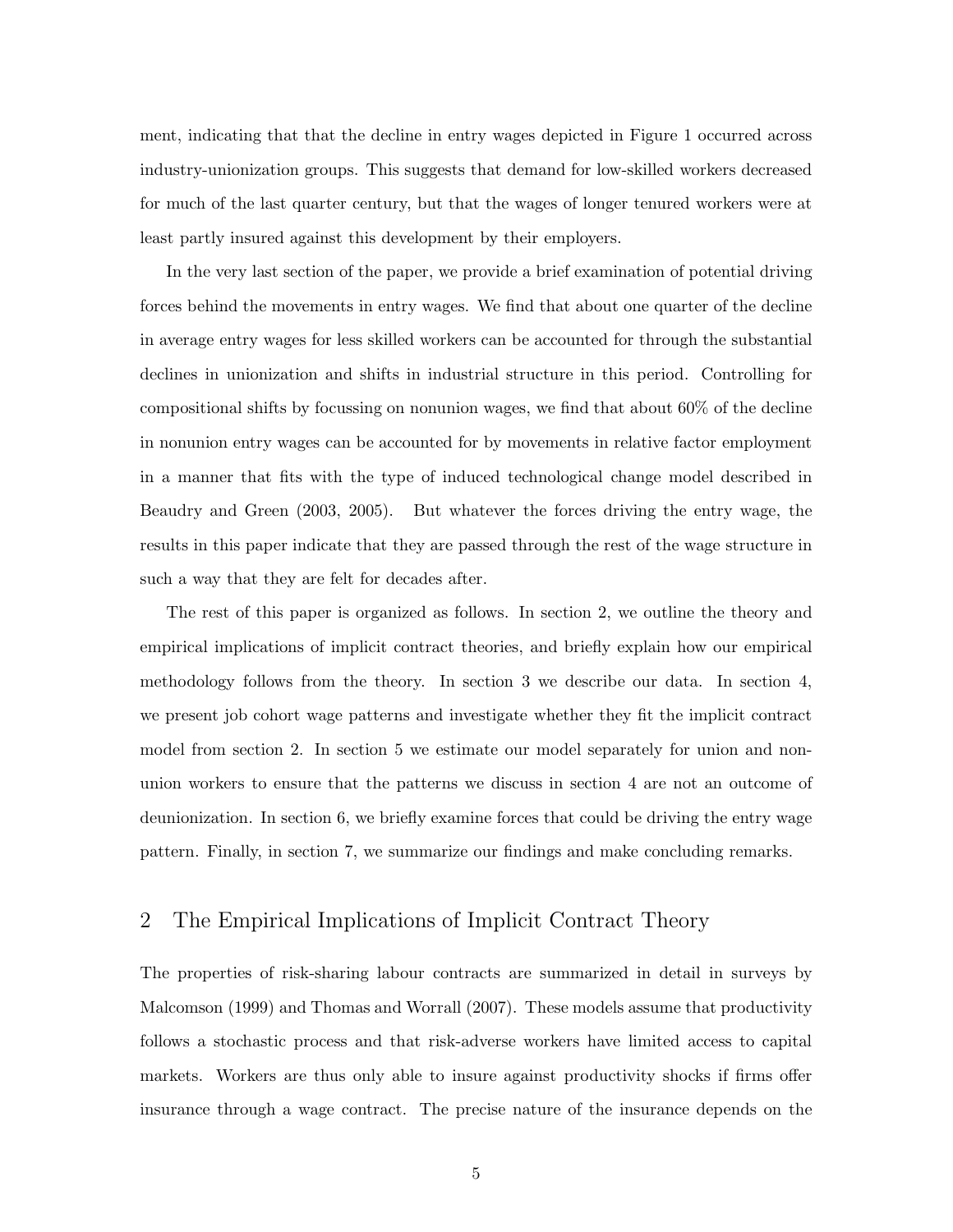ment, indicating that that the decline in entry wages depicted in Figure 1 occurred across industry-unionization groups. This suggests that demand for low-skilled workers decreased for much of the last quarter century, but that the wages of longer tenured workers were at least partly insured against this development by their employers.

In the very last section of the paper, we provide a brief examination of potential driving forces behind the movements in entry wages. We find that about one quarter of the decline in average entry wages for less skilled workers can be accounted for through the substantial declines in unionization and shifts in industrial structure in this period. Controlling for compositional shifts by focussing on nonunion wages, we find that about 60% of the decline in nonunion entry wages can be accounted for by movements in relative factor employment in a manner that fits with the type of induced technological change model described in Beaudry and Green (2003, 2005). But whatever the forces driving the entry wage, the results in this paper indicate that they are passed through the rest of the wage structure in such a way that they are felt for decades after.

The rest of this paper is organized as follows. In section 2, we outline the theory and empirical implications of implicit contract theories, and briefly explain how our empirical methodology follows from the theory. In section 3 we describe our data. In section 4, we present job cohort wage patterns and investigate whether they fit the implicit contract model from section 2. In section 5 we estimate our model separately for union and non-union workers to ensure that the patterns we discuss in section 4 are not an outcome of deunionization. In section 6, we briefly examine forces that could be driving the entry wage pattern. Finally, in section 7, we summarize our findings and make concluding remarks.

## 2 The Empirical Implications of Implicit Contract Theory

The properties of risk-sharing labour contracts are summarized in detail in surveys by Malcomson (1999) and Thomas and Worrall (2007). These models assume that productivity follows a stochastic process and that risk-adverse workers have limited access to capital markets. Workers are thus only able to insure against productivity shocks if firms offer insurance through a wage contract. The precise nature of the insurance depends on the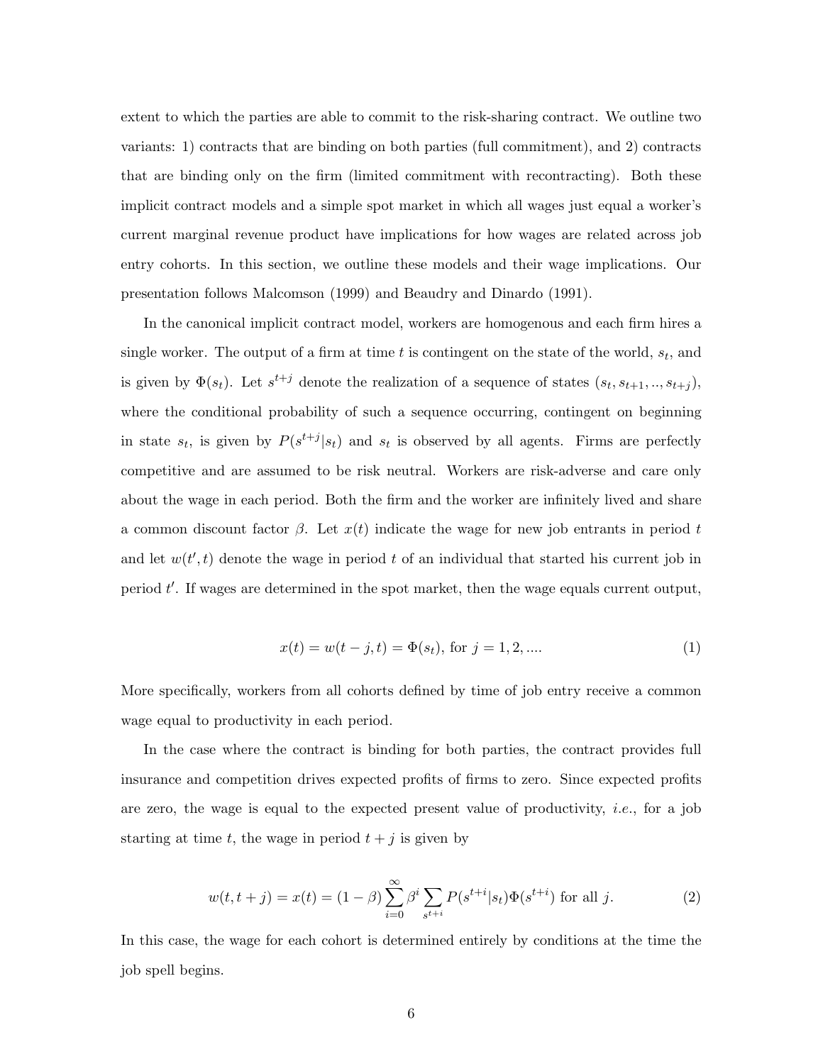extent to which the parties are able to commit to the risk-sharing contract. We outline two variants: 1) contracts that are binding on both parties (full commitment), and 2) contracts that are binding only on the firm (limited commitment with recontracting). Both these implicit contract models and a simple spot market in which all wages just equal a worker's current marginal revenue product have implications for how wages are related across job entry cohorts. In this section, we outline these models and their wage implications. Our presentation follows Malcomson (1999) and Beaudry and Dinardo (1991).

In the canonical implicit contract model, workers are homogenous and each firm hires a single worker. The output of a firm at time $t$ is contingent on the state of the world, $s_t$, and is given by $\Phi(s_t)$. Let $s^{t+j}$ denote the realization of a sequence of states $(s_t, s_{t+1}, .., s_{t+j})$, where the conditional probability of such a sequence occurring, contingent on beginning in state $s_t$, is given by $P(s^{t+j}|s_t)$ and $s_t$ is observed by all agents. Firms are perfectly competitive and are assumed to be risk neutral. Workers are risk-adverse and care only about the wage in each period. Both the firm and the worker are infinitely lived and share a common discount factor $\beta$. Let $x(t)$ indicate the wage for new job entrants in period $t$ and let $w(t', t)$ denote the wage in period $t$ of an individual that started his current job in period $t'$. If wages are determined in the spot market, then the wage equals current output,

$$x(t) = w(t-j, t) = \Phi(s_t), \text{ for } j = 1, 2, .... \tag{1}$$

More specifically, workers from all cohorts defined by time of job entry receive a common wage equal to productivity in each period.

In the case where the contract is binding for both parties, the contract provides full insurance and competition drives expected profits of firms to zero. Since expected profits are zero, the wage is equal to the expected present value of productivity, *i.e.*, for a job starting at time $t$, the wage in period $t+j$ is given by

$$w(t, t+j) = x(t) = (1-\beta)\sum_{i=0}^{\infty} \beta^i \sum_{s^{t+i}} P(s^{t+i}|s_t)\Phi(s^{t+i}) \text{ for all } j. \tag{2}$$

In this case, the wage for each cohort is determined entirely by conditions at the time the job spell begins.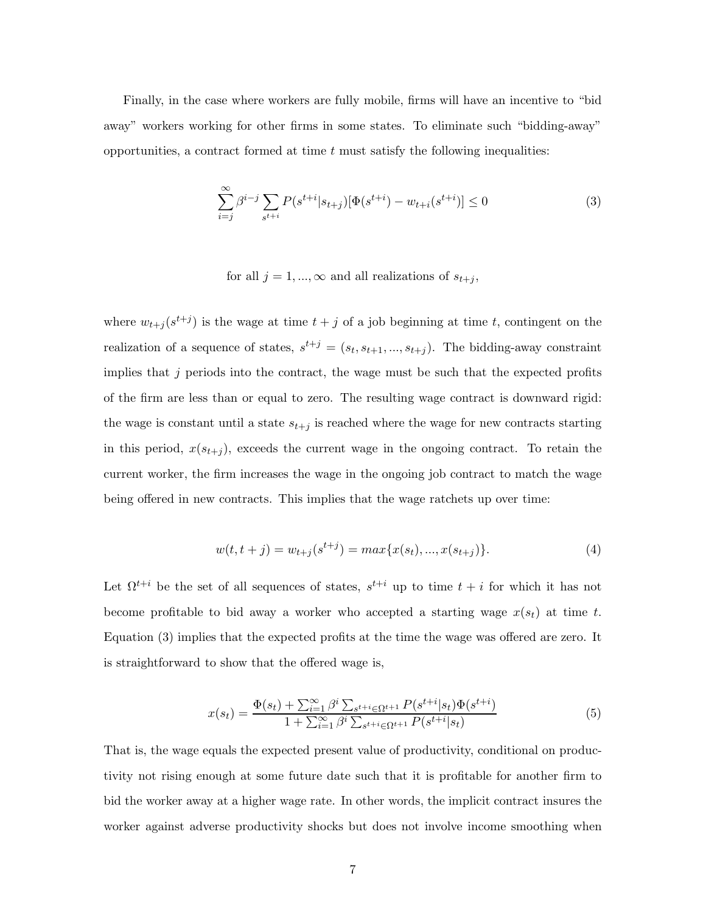Finally, in the case where workers are fully mobile, firms will have an incentive to "bid away" workers working for other firms in some states. To eliminate such "bidding-away" opportunities, a contract formed at time $t$ must satisfy the following inequalities:

$$\sum_{i=j}^{\infty} \beta^{i-j} \sum_{s^{t+i}} P(s^{t+i}|s_{t+j})[\Phi(s^{t+i}) - w_{t+i}(s^{t+i})] \leq 0 \tag{3}$$

for all $j = 1, ..., \infty$ and all realizations of $s_{t+j}$,

where $w_{t+j}(s^{t+j})$ is the wage at time $t+j$ of a job beginning at time $t$, contingent on the realization of a sequence of states, $s^{t+j} = (s_t, s_{t+1}, ..., s_{t+j})$. The bidding-away constraint implies that $j$ periods into the contract, the wage must be such that the expected profits of the firm are less than or equal to zero. The resulting wage contract is downward rigid: the wage is constant until a state $s_{t+j}$ is reached where the wage for new contracts starting in this period, $x(s_{t+j})$, exceeds the current wage in the ongoing contract. To retain the current worker, the firm increases the wage in the ongoing job contract to match the wage being offered in new contracts. This implies that the wage ratchets up over time:

$$w(t, t+j) = w_{t+j}(s^{t+j}) = max\{x(s_t), ..., x(s_{t+j})\}. \tag{4}$$

Let $\Omega^{t+i}$ be the set of all sequences of states, $s^{t+i}$ up to time $t+i$ for which it has not become profitable to bid away a worker who accepted a starting wage $x(s_t)$ at time $t$. Equation (3) implies that the expected profits at the time the wage was offered are zero. It is straightforward to show that the offered wage is,

$$x(s_t) = \frac{\Phi(s_t) + \sum_{i=1}^{\infty} \beta^i \sum_{s^{t+i} \in \Omega^{t+1}} P(s^{t+i}|s_t)\Phi(s^{t+i})}{1 + \sum_{i=1}^{\infty} \beta^i \sum_{s^{t+i} \in \Omega^{t+1}} P(s^{t+i}|s_t)} \tag{5}$$

That is, the wage equals the expected present value of productivity, conditional on productivity not rising enough at some future date such that it is profitable for another firm to bid the worker away at a higher wage rate. In other words, the implicit contract insures the worker against adverse productivity shocks but does not involve income smoothing when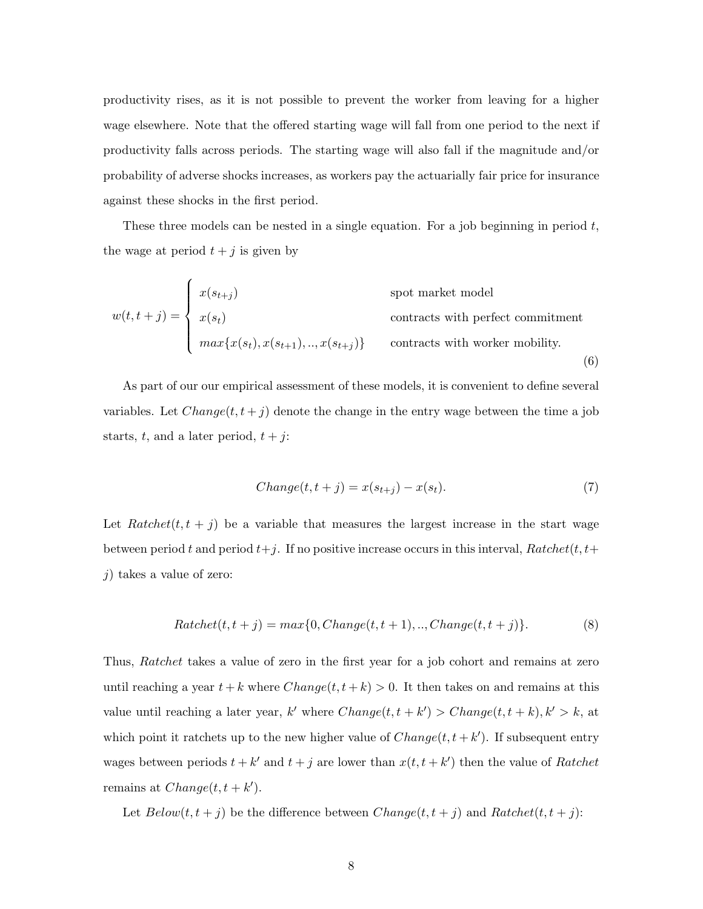productivity rises, as it is not possible to prevent the worker from leaving for a higher wage elsewhere. Note that the offered starting wage will fall from one period to the next if productivity falls across periods. The starting wage will also fall if the magnitude and/or probability of adverse shocks increases, as workers pay the actuarially fair price for insurance against these shocks in the first period.

These three models can be nested in a single equation. For a job beginning in period $t$, the wage at period $t+j$ is given by

$$w(t,t+j) = \begin{cases} x(s_{t+j}) & \text{spot market model} \\ x(s_t) & \text{contracts with perfect commitment} \\ max\{x(s_t), x(s_{t+1}), .., x(s_{t+j})\} & \text{contracts with worker mobility.} \end{cases} \tag{6}$$

As part of our our empirical assessment of these models, it is convenient to define several variables. Let $Change(t, t+j)$ denote the change in the entry wage between the time a job starts, $t$, and a later period, $t+j$:

$$Change(t, t+j) = x(s_{t+j}) - x(s_t). \tag{7}$$

Let $Ratchet(t, t+j)$ be a variable that measures the largest increase in the start wage between period $t$ and period $t+j$. If no positive increase occurs in this interval, $Ratchet(t, t+j)$ takes a value of zero:

$$Ratchet(t, t+j) = max\{0, Change(t, t+1), .., Change(t, t+j)\}. \tag{8}$$

Thus, *Ratchet* takes a value of zero in the first year for a job cohort and remains at zero until reaching a year $t+k$ where $Change(t, t+k) > 0$. It then takes on and remains at this value until reaching a later year, $k'$ where $Change(t, t+k') > Change(t, t+k), k' > k$, at which point it ratchets up to the new higher value of $Change(t, t+k')$. If subsequent entry wages between periods $t+k'$ and $t+j$ are lower than $x(t, t+k')$ then the value of *Ratchet* remains at $Change(t, t+k')$.

Let $Below(t, t+j)$ be the difference between $Change(t, t+j)$ and $Ratchet(t, t+j)$: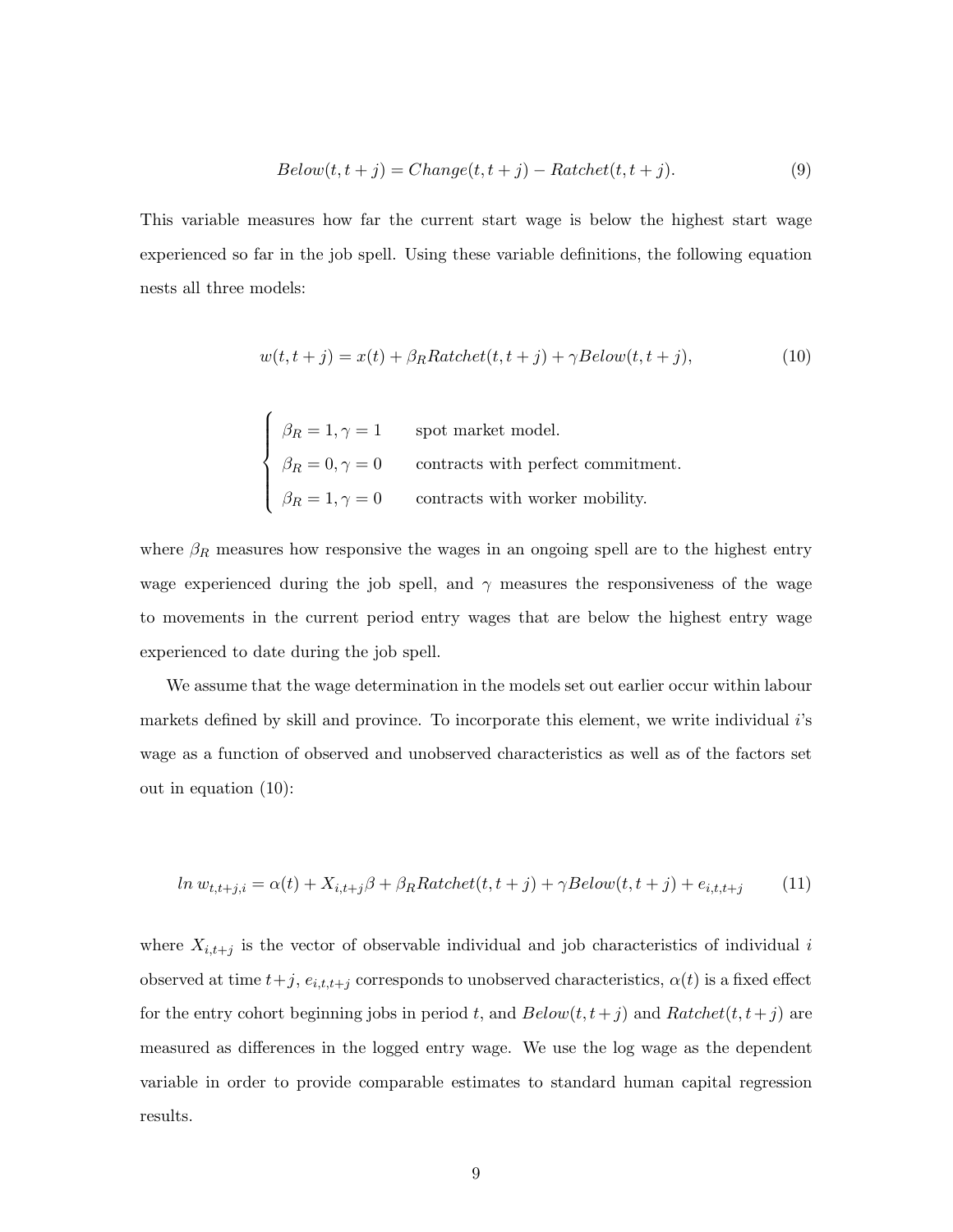$$Below(t, t+j) = Change(t, t+j) - Ratchet(t, t+j). \tag{9}$$

This variable measures how far the current start wage is below the highest start wage experienced so far in the job spell. Using these variable definitions, the following equation nests all three models:

$$w(t, t+j) = x(t) + \beta_R Ratchet(t, t+j) + \gamma Below(t, t+j), \tag{10}$$

$$\begin{cases} \beta_R = 1, \gamma = 1 & \text{spot market model.} \\ \beta_R = 0, \gamma = 0 & \text{contracts with perfect commitment.} \\ \beta_R = 1, \gamma = 0 & \text{contracts with worker mobility.} \end{cases}$$

where $\beta_R$ measures how responsive the wages in an ongoing spell are to the highest entry wage experienced during the job spell, and $\gamma$ measures the responsiveness of the wage to movements in the current period entry wages that are below the highest entry wage experienced to date during the job spell.

We assume that the wage determination in the models set out earlier occur within labour markets defined by skill and province. To incorporate this element, we write individual $i$'s wage as a function of observed and unobserved characteristics as well as of the factors set out in equation (10):

$$ln\, w_{t,t+j,i} = \alpha(t) + X_{i,t+j}\beta + \beta_R Ratchet(t, t+j) + \gamma Below(t, t+j) + e_{i,t,t+j} \tag{11}$$

where $X_{i,t+j}$ is the vector of observable individual and job characteristics of individual $i$ observed at time $t+j$, $e_{i,t,t+j}$ corresponds to unobserved characteristics, $\alpha(t)$ is a fixed effect for the entry cohort beginning jobs in period $t$, and $Below(t, t+j)$ and $Ratchet(t, t+j)$ are measured as differences in the logged entry wage. We use the log wage as the dependent variable in order to provide comparable estimates to standard human capital regression results.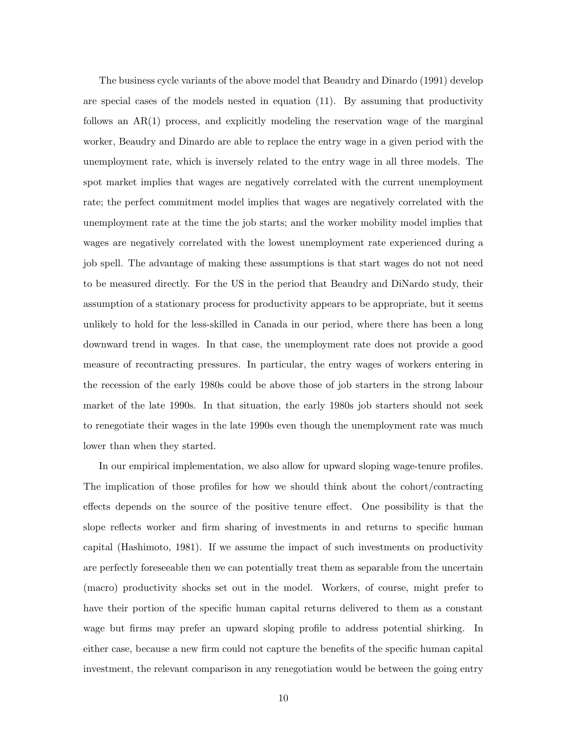The business cycle variants of the above model that Beaudry and Dinardo (1991) develop are special cases of the models nested in equation (11). By assuming that productivity follows an AR(1) process, and explicitly modeling the reservation wage of the marginal worker, Beaudry and Dinardo are able to replace the entry wage in a given period with the unemployment rate, which is inversely related to the entry wage in all three models. The spot market implies that wages are negatively correlated with the current unemployment rate; the perfect commitment model implies that wages are negatively correlated with the unemployment rate at the time the job starts; and the worker mobility model implies that wages are negatively correlated with the lowest unemployment rate experienced during a job spell. The advantage of making these assumptions is that start wages do not not need to be measured directly. For the US in the period that Beaudry and DiNardo study, their assumption of a stationary process for productivity appears to be appropriate, but it seems unlikely to hold for the less-skilled in Canada in our period, where there has been a long downward trend in wages. In that case, the unemployment rate does not provide a good measure of recontracting pressures. In particular, the entry wages of workers entering in the recession of the early 1980s could be above those of job starters in the strong labour market of the late 1990s. In that situation, the early 1980s job starters should not seek to renegotiate their wages in the late 1990s even though the unemployment rate was much lower than when they started.

In our empirical implementation, we also allow for upward sloping wage-tenure profiles. The implication of those profiles for how we should think about the cohort/contracting effects depends on the source of the positive tenure effect. One possibility is that the slope reflects worker and firm sharing of investments in and returns to specific human capital (Hashimoto, 1981). If we assume the impact of such investments on productivity are perfectly foreseeable then we can potentially treat them as separable from the uncertain (macro) productivity shocks set out in the model. Workers, of course, might prefer to have their portion of the specific human capital returns delivered to them as a constant wage but firms may prefer an upward sloping profile to address potential shirking. In either case, because a new firm could not capture the benefits of the specific human capital investment, the relevant comparison in any renegotiation would be between the going entry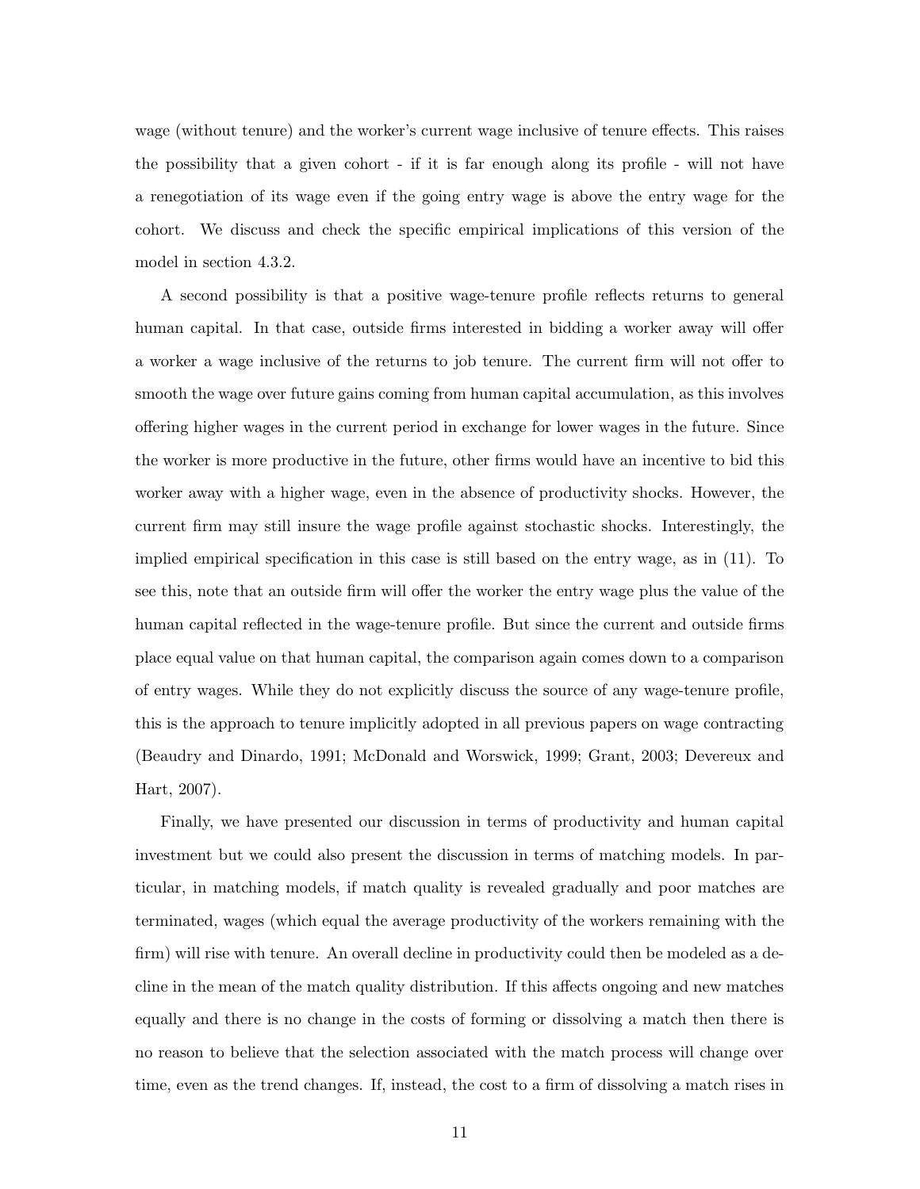wage (without tenure) and the worker's current wage inclusive of tenure effects. This raises the possibility that a given cohort - if it is far enough along its profile - will not have a renegotiation of its wage even if the going entry wage is above the entry wage for the cohort. We discuss and check the specific empirical implications of this version of the model in section 4.3.2.

A second possibility is that a positive wage-tenure profile reflects returns to general human capital. In that case, outside firms interested in bidding a worker away will offer a worker a wage inclusive of the returns to job tenure. The current firm will not offer to smooth the wage over future gains coming from human capital accumulation, as this involves offering higher wages in the current period in exchange for lower wages in the future. Since the worker is more productive in the future, other firms would have an incentive to bid this worker away with a higher wage, even in the absence of productivity shocks. However, the current firm may still insure the wage profile against stochastic shocks. Interestingly, the implied empirical specification in this case is still based on the entry wage, as in (11). To see this, note that an outside firm will offer the worker the entry wage plus the value of the human capital reflected in the wage-tenure profile. But since the current and outside firms place equal value on that human capital, the comparison again comes down to a comparison of entry wages. While they do not explicitly discuss the source of any wage-tenure profile, this is the approach to tenure implicitly adopted in all previous papers on wage contracting (Beaudry and Dinardo, 1991; McDonald and Worswick, 1999; Grant, 2003; Devereux and Hart, 2007).

Finally, we have presented our discussion in terms of productivity and human capital investment but we could also present the discussion in terms of matching models. In particular, in matching models, if match quality is revealed gradually and poor matches are terminated, wages (which equal the average productivity of the workers remaining with the firm) will rise with tenure. An overall decline in productivity could then be modeled as a decline in the mean of the match quality distribution. If this affects ongoing and new matches equally and there is no change in the costs of forming or dissolving a match then there is no reason to believe that the selection associated with the match process will change over time, even as the trend changes. If, instead, the cost to a firm of dissolving a match rises in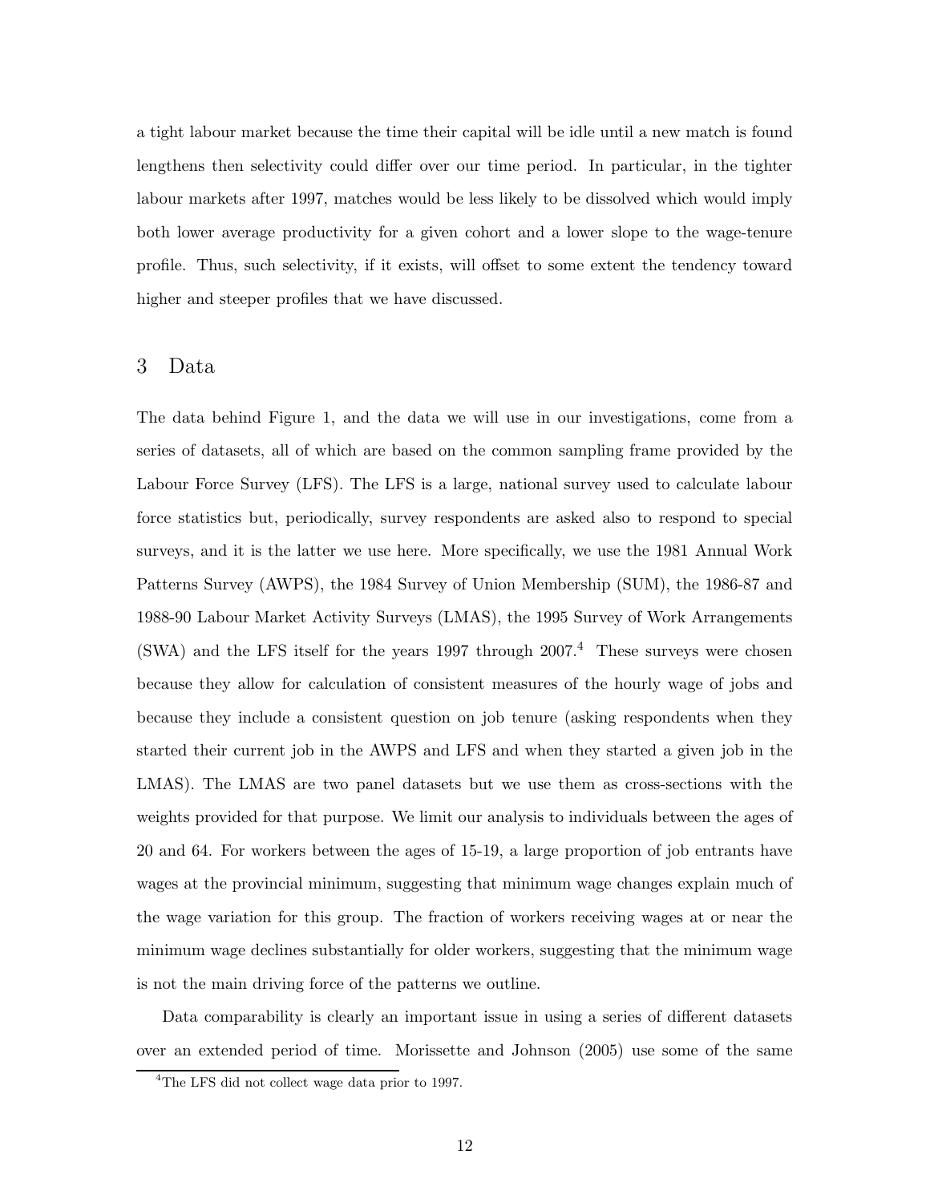a tight labour market because the time their capital will be idle until a new match is found lengthens then selectivity could differ over our time period. In particular, in the tighter labour markets after 1997, matches would be less likely to be dissolved which would imply both lower average productivity for a given cohort and a lower slope to the wage-tenure profile. Thus, such selectivity, if it exists, will offset to some extent the tendency toward higher and steeper profiles that we have discussed.

## 3 Data

The data behind Figure 1, and the data we will use in our investigations, come from a series of datasets, all of which are based on the common sampling frame provided by the Labour Force Survey (LFS). The LFS is a large, national survey used to calculate labour force statistics but, periodically, survey respondents are asked also to respond to special surveys, and it is the latter we use here. More specifically, we use the 1981 Annual Work Patterns Survey (AWPS), the 1984 Survey of Union Membership (SUM), the 1986-87 and 1988-90 Labour Market Activity Surveys (LMAS), the 1995 Survey of Work Arrangements (SWA) and the LFS itself for the years 1997 through 2007.[4] These surveys were chosen because they allow for calculation of consistent measures of the hourly wage of jobs and because they include a consistent question on job tenure (asking respondents when they started their current job in the AWPS and LFS and when they started a given job in the LMAS). The LMAS are two panel datasets but we use them as cross-sections with the weights provided for that purpose. We limit our analysis to individuals between the ages of 20 and 64. For workers between the ages of 15-19, a large proportion of job entrants have wages at the provincial minimum, suggesting that minimum wage changes explain much of the wage variation for this group. The fraction of workers receiving wages at or near the minimum wage declines substantially for older workers, suggesting that the minimum wage is not the main driving force of the patterns we outline.

Data comparability is clearly an important issue in using a series of different datasets over an extended period of time. Morissette and Johnson (2005) use some of the same

[4] The LFS did not collect wage data prior to 1997.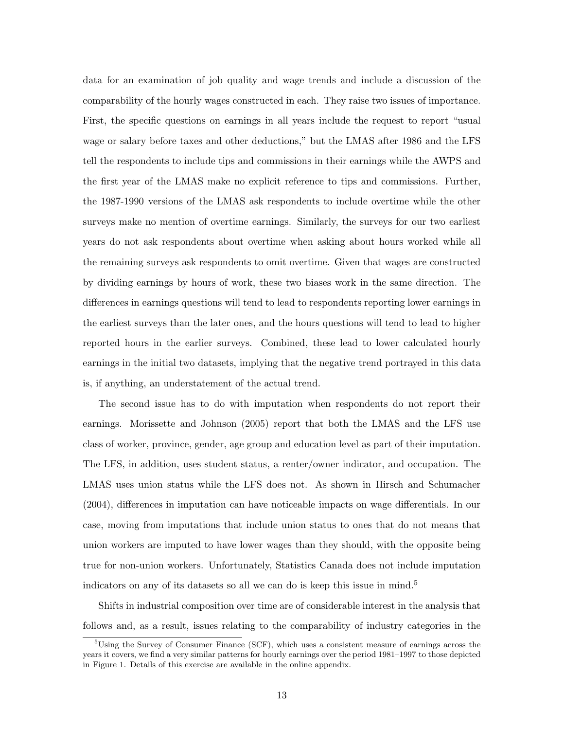data for an examination of job quality and wage trends and include a discussion of the comparability of the hourly wages constructed in each. They raise two issues of importance. First, the specific questions on earnings in all years include the request to report "usual wage or salary before taxes and other deductions," but the LMAS after 1986 and the LFS tell the respondents to include tips and commissions in their earnings while the AWPS and the first year of the LMAS make no explicit reference to tips and commissions. Further, the 1987-1990 versions of the LMAS ask respondents to include overtime while the other surveys make no mention of overtime earnings. Similarly, the surveys for our two earliest years do not ask respondents about overtime when asking about hours worked while all the remaining surveys ask respondents to omit overtime. Given that wages are constructed by dividing earnings by hours of work, these two biases work in the same direction. The differences in earnings questions will tend to lead to respondents reporting lower earnings in the earliest surveys than the later ones, and the hours questions will tend to lead to higher reported hours in the earlier surveys. Combined, these lead to lower calculated hourly earnings in the initial two datasets, implying that the negative trend portrayed in this data is, if anything, an understatement of the actual trend.

The second issue has to do with imputation when respondents do not report their earnings. Morissette and Johnson (2005) report that both the LMAS and the LFS use class of worker, province, gender, age group and education level as part of their imputation. The LFS, in addition, uses student status, a renter/owner indicator, and occupation. The LMAS uses union status while the LFS does not. As shown in Hirsch and Schumacher (2004), differences in imputation can have noticeable impacts on wage differentials. In our case, moving from imputations that include union status to ones that do not means that union workers are imputed to have lower wages than they should, with the opposite being true for non-union workers. Unfortunately, Statistics Canada does not include imputation indicators on any of its datasets so all we can do is keep this issue in mind.[5]

Shifts in industrial composition over time are of considerable interest in the analysis that follows and, as a result, issues relating to the comparability of industry categories in the

---

[5]Using the Survey of Consumer Finance (SCF), which uses a consistent measure of earnings across the years it covers, we find a very similar patterns for hourly earnings over the period 1981–1997 to those depicted in Figure 1. Details of this exercise are available in the online appendix.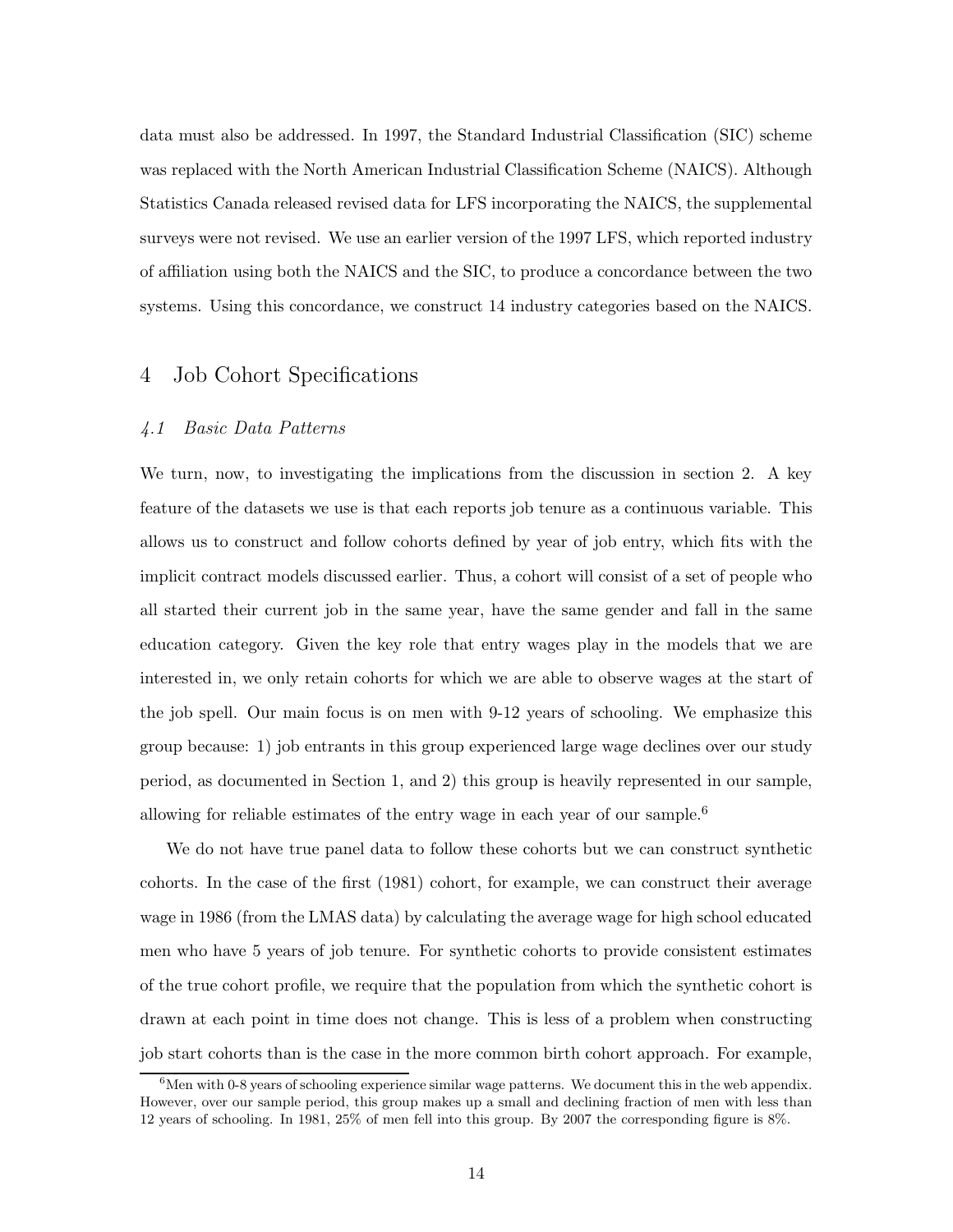data must also be addressed. In 1997, the Standard Industrial Classification (SIC) scheme was replaced with the North American Industrial Classification Scheme (NAICS). Although Statistics Canada released revised data for LFS incorporating the NAICS, the supplemental surveys were not revised. We use an earlier version of the 1997 LFS, which reported industry of affiliation using both the NAICS and the SIC, to produce a concordance between the two systems. Using this concordance, we construct 14 industry categories based on the NAICS.

## 4 Job Cohort Specifications

### *4.1 Basic Data Patterns*

We turn, now, to investigating the implications from the discussion in section 2. A key feature of the datasets we use is that each reports job tenure as a continuous variable. This allows us to construct and follow cohorts defined by year of job entry, which fits with the implicit contract models discussed earlier. Thus, a cohort will consist of a set of people who all started their current job in the same year, have the same gender and fall in the same education category. Given the key role that entry wages play in the models that we are interested in, we only retain cohorts for which we are able to observe wages at the start of the job spell. Our main focus is on men with 9-12 years of schooling. We emphasize this group because: 1) job entrants in this group experienced large wage declines over our study period, as documented in Section 1, and 2) this group is heavily represented in our sample, allowing for reliable estimates of the entry wage in each year of our sample.[6]

We do not have true panel data to follow these cohorts but we can construct synthetic cohorts. In the case of the first (1981) cohort, for example, we can construct their average wage in 1986 (from the LMAS data) by calculating the average wage for high school educated men who have 5 years of job tenure. For synthetic cohorts to provide consistent estimates of the true cohort profile, we require that the population from which the synthetic cohort is drawn at each point in time does not change. This is less of a problem when constructing job start cohorts than is the case in the more common birth cohort approach. For example,

[6] Men with 0-8 years of schooling experience similar wage patterns. We document this in the web appendix. However, over our sample period, this group makes up a small and declining fraction of men with less than 12 years of schooling. In 1981, 25% of men fell into this group. By 2007 the corresponding figure is 8%.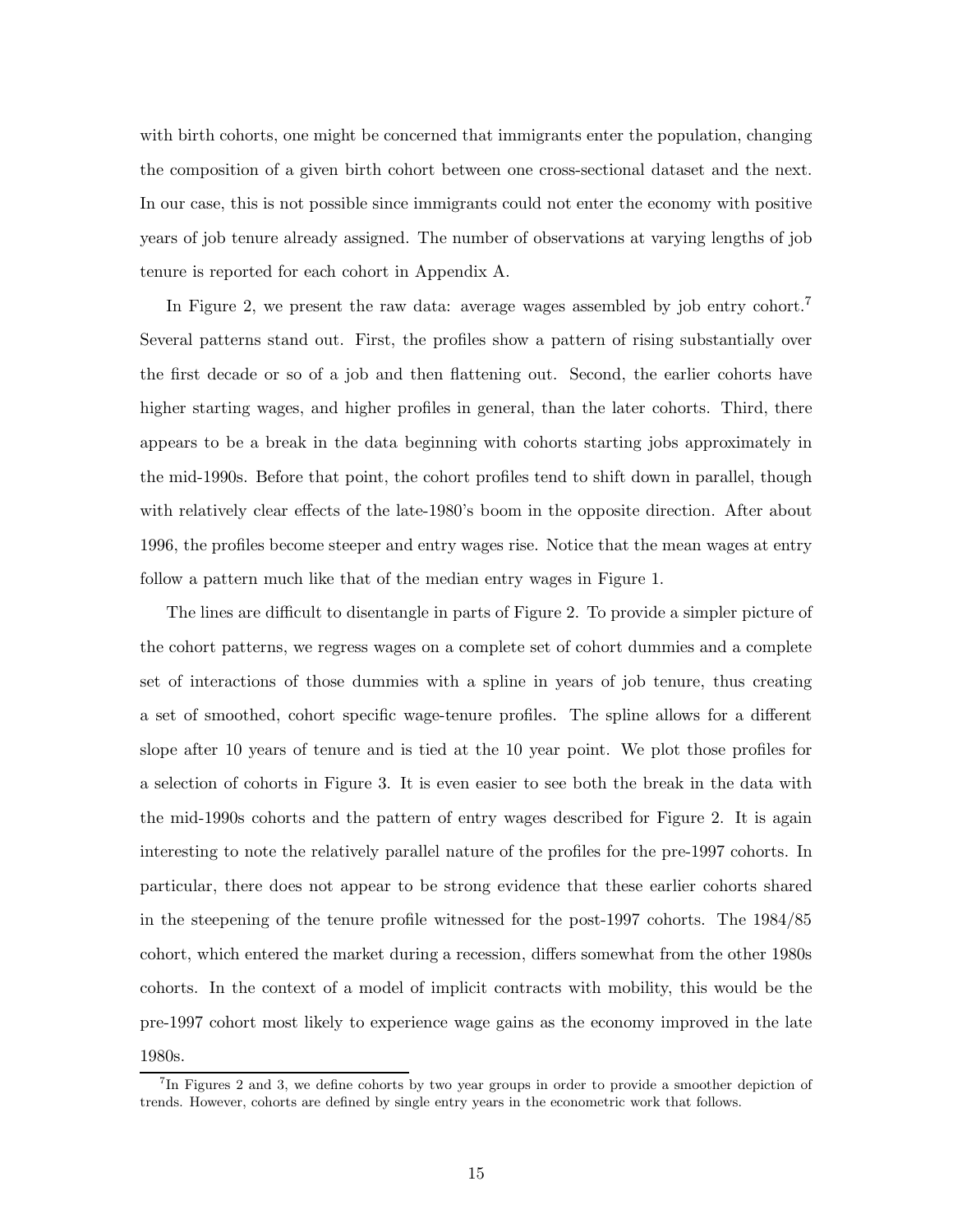with birth cohorts, one might be concerned that immigrants enter the population, changing the composition of a given birth cohort between one cross-sectional dataset and the next. In our case, this is not possible since immigrants could not enter the economy with positive years of job tenure already assigned. The number of observations at varying lengths of job tenure is reported for each cohort in Appendix A.

In Figure 2, we present the raw data: average wages assembled by job entry cohort.[7] Several patterns stand out. First, the profiles show a pattern of rising substantially over the first decade or so of a job and then flattening out. Second, the earlier cohorts have higher starting wages, and higher profiles in general, than the later cohorts. Third, there appears to be a break in the data beginning with cohorts starting jobs approximately in the mid-1990s. Before that point, the cohort profiles tend to shift down in parallel, though with relatively clear effects of the late-1980's boom in the opposite direction. After about 1996, the profiles become steeper and entry wages rise. Notice that the mean wages at entry follow a pattern much like that of the median entry wages in Figure 1.

The lines are difficult to disentangle in parts of Figure 2. To provide a simpler picture of the cohort patterns, we regress wages on a complete set of cohort dummies and a complete set of interactions of those dummies with a spline in years of job tenure, thus creating a set of smoothed, cohort specific wage-tenure profiles. The spline allows for a different slope after 10 years of tenure and is tied at the 10 year point. We plot those profiles for a selection of cohorts in Figure 3. It is even easier to see both the break in the data with the mid-1990s cohorts and the pattern of entry wages described for Figure 2. It is again interesting to note the relatively parallel nature of the profiles for the pre-1997 cohorts. In particular, there does not appear to be strong evidence that these earlier cohorts shared in the steepening of the tenure profile witnessed for the post-1997 cohorts. The 1984/85 cohort, which entered the market during a recession, differs somewhat from the other 1980s cohorts. In the context of a model of implicit contracts with mobility, this would be the pre-1997 cohort most likely to experience wage gains as the economy improved in the late 1980s.

[7] In Figures 2 and 3, we define cohorts by two year groups in order to provide a smoother depiction of trends. However, cohorts are defined by single entry years in the econometric work that follows.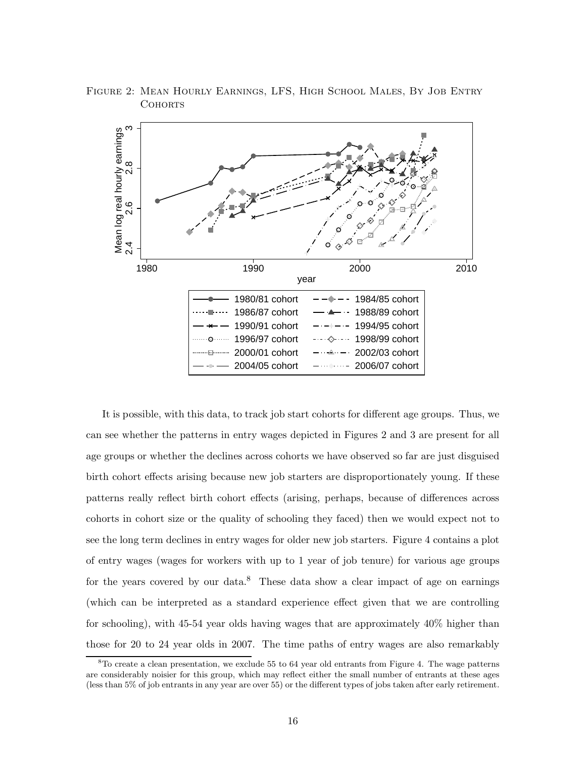Figure 2: Mean Hourly Earnings, LFS, High School Males, By Job Entry Cohorts

It is possible, with this data, to track job start cohorts for different age groups. Thus, we can see whether the patterns in entry wages depicted in Figures 2 and 3 are present for all age groups or whether the declines across cohorts we have observed so far are just disguised birth cohort effects arising because new job starters are disproportionately young. If these patterns really reflect birth cohort effects (arising, perhaps, because of differences across cohorts in cohort size or the quality of schooling they faced) then we would expect not to see the long term declines in entry wages for older new job starters. Figure 4 contains a plot of entry wages (wages for workers with up to 1 year of job tenure) for various age groups for the years covered by our data.[8] These data show a clear impact of age on earnings (which can be interpreted as a standard experience effect given that we are controlling for schooling), with 45-54 year olds having wages that are approximately 40% higher than those for 20 to 24 year olds in 2007. The time paths of entry wages are also remarkably

[8] To create a clean presentation, we exclude 55 to 64 year old entrants from Figure 4. The wage patterns are considerably noisier for this group, which may reflect either the small number of entrants at these ages (less than 5% of job entrants in any year are over 55) or the different types of jobs taken after early retirement.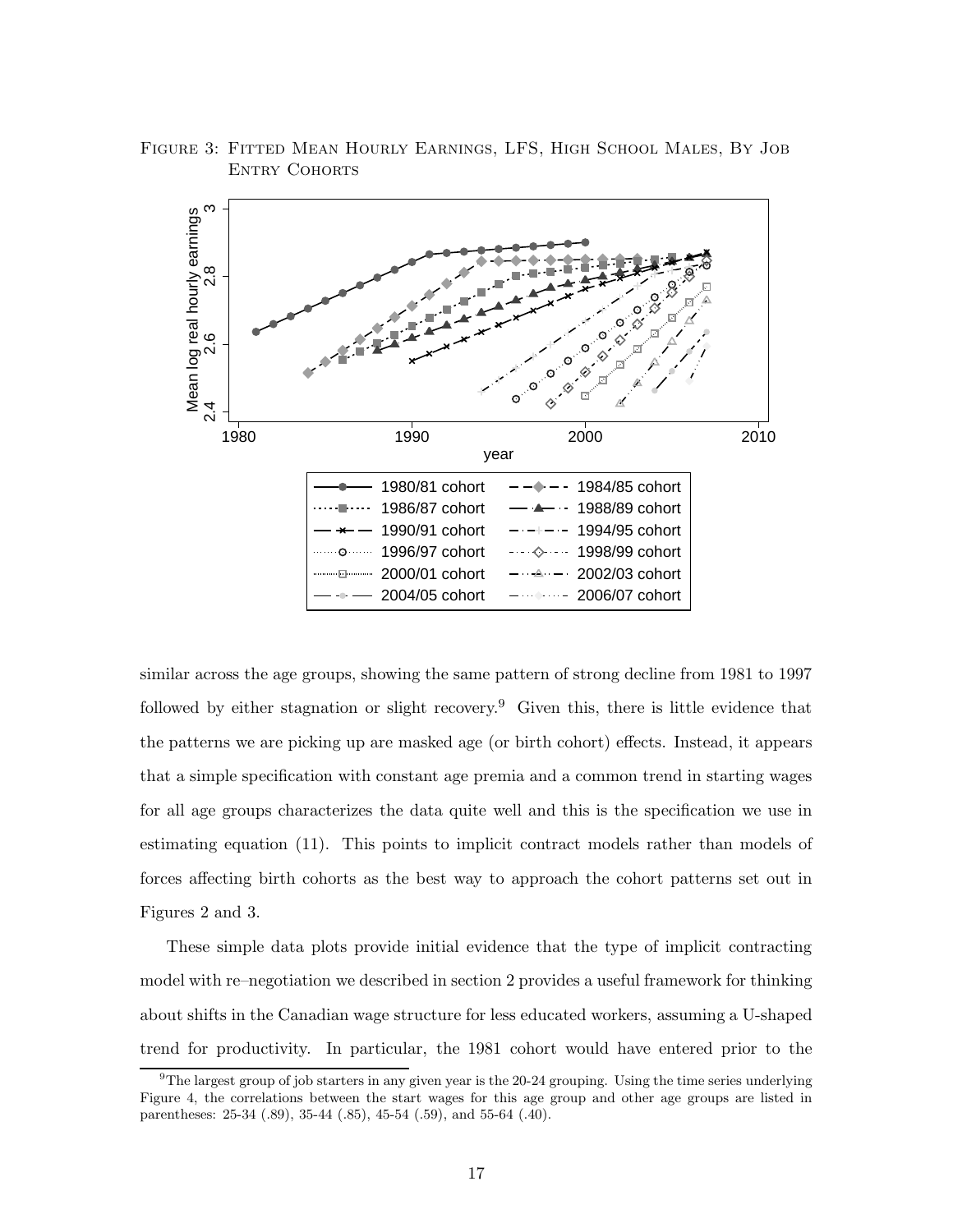Figure 3: Fitted Mean Hourly Earnings, LFS, High School Males, By Job Entry Cohorts

similar across the age groups, showing the same pattern of strong decline from 1981 to 1997 followed by either stagnation or slight recovery.[9] Given this, there is little evidence that the patterns we are picking up are masked age (or birth cohort) effects. Instead, it appears that a simple specification with constant age premia and a common trend in starting wages for all age groups characterizes the data quite well and this is the specification we use in estimating equation (11). This points to implicit contract models rather than models of forces affecting birth cohorts as the best way to approach the cohort patterns set out in Figures 2 and 3.

These simple data plots provide initial evidence that the type of implicit contracting model with re–negotiation we described in section 2 provides a useful framework for thinking about shifts in the Canadian wage structure for less educated workers, assuming a U-shaped trend for productivity. In particular, the 1981 cohort would have entered prior to the

[9] The largest group of job starters in any given year is the 20-24 grouping. Using the time series underlying Figure 4, the correlations between the start wages for this age group and other age groups are listed in parentheses: 25-34 (.89), 35-44 (.85), 45-54 (.59), and 55-64 (.40).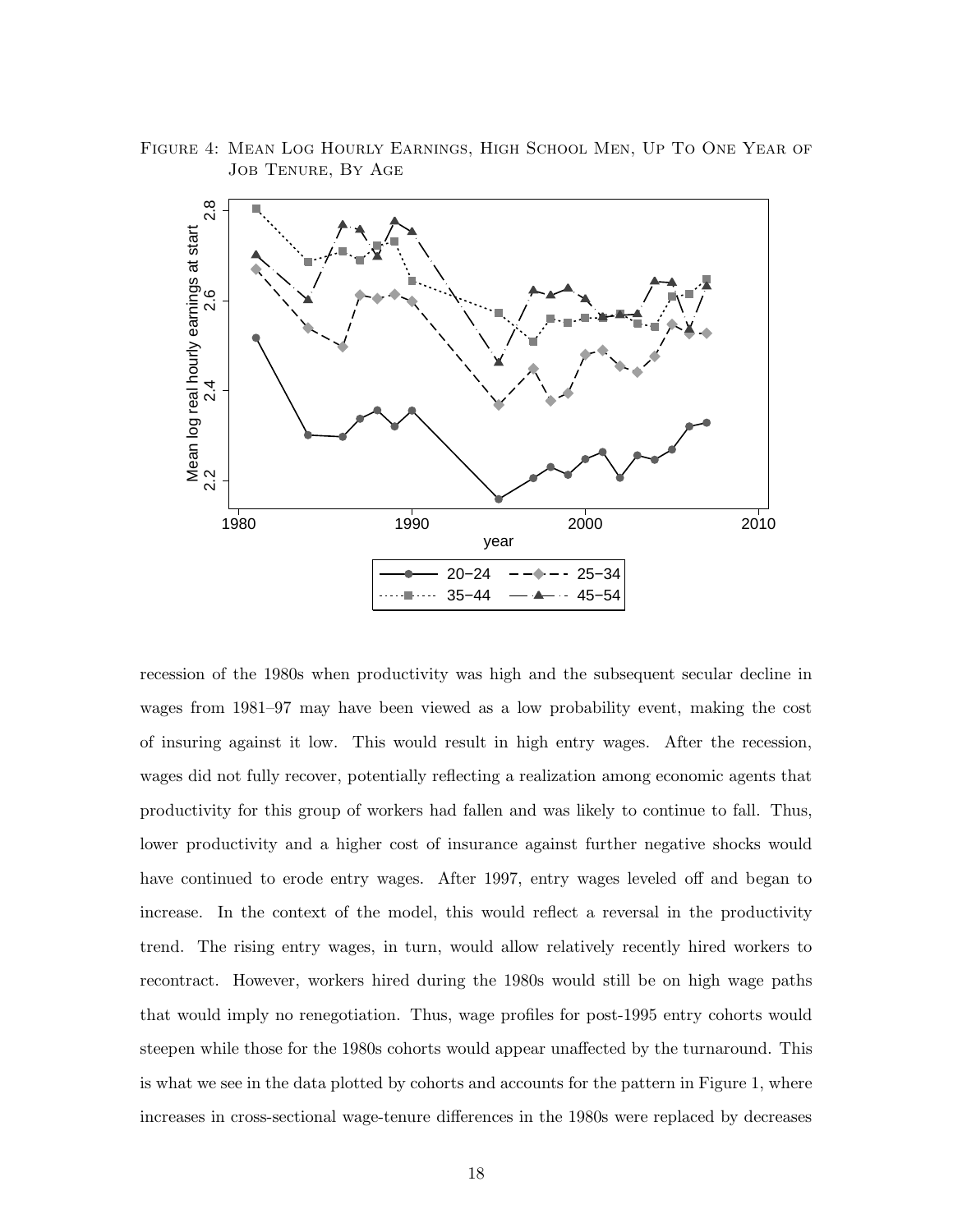Figure 4: Mean Log Hourly Earnings, High School Men, Up To One Year of Job Tenure, By Age

recession of the 1980s when productivity was high and the subsequent secular decline in wages from 1981–97 may have been viewed as a low probability event, making the cost of insuring against it low. This would result in high entry wages. After the recession, wages did not fully recover, potentially reflecting a realization among economic agents that productivity for this group of workers had fallen and was likely to continue to fall. Thus, lower productivity and a higher cost of insurance against further negative shocks would have continued to erode entry wages. After 1997, entry wages leveled off and began to increase. In the context of the model, this would reflect a reversal in the productivity trend. The rising entry wages, in turn, would allow relatively recently hired workers to recontract. However, workers hired during the 1980s would still be on high wage paths that would imply no renegotiation. Thus, wage profiles for post-1995 entry cohorts would steepen while those for the 1980s cohorts would appear unaffected by the turnaround. This is what we see in the data plotted by cohorts and accounts for the pattern in Figure 1, where increases in cross-sectional wage-tenure differences in the 1980s were replaced by decreases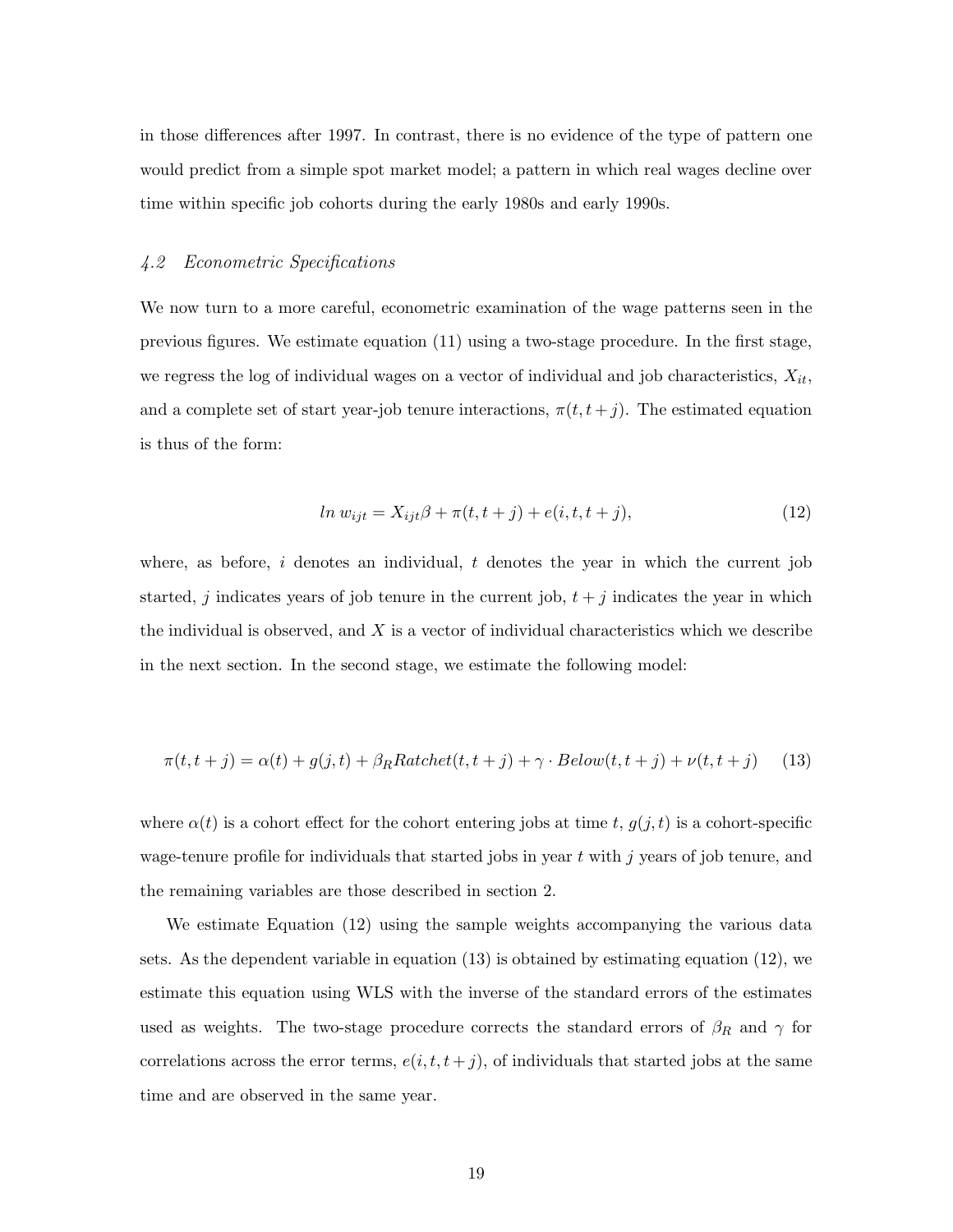in those differences after 1997. In contrast, there is no evidence of the type of pattern one would predict from a simple spot market model; a pattern in which real wages decline over time within specific job cohorts during the early 1980s and early 1990s.

### *4.2 Econometric Specifications*

We now turn to a more careful, econometric examination of the wage patterns seen in the previous figures. We estimate equation (11) using a two-stage procedure. In the first stage, we regress the log of individual wages on a vector of individual and job characteristics, $X_{it}$, and a complete set of start year-job tenure interactions, $\pi(t, t+j)$. The estimated equation is thus of the form:

$$ln\ w_{ijt} = X_{ijt}\beta + \pi(t, t+j) + e(i, t, t+j), \tag{12}$$

where, as before, $i$ denotes an individual, $t$ denotes the year in which the current job started, $j$ indicates years of job tenure in the current job, $t+j$ indicates the year in which the individual is observed, and $X$ is a vector of individual characteristics which we describe in the next section. In the second stage, we estimate the following model:

$$\pi(t, t+j) = \alpha(t) + g(j, t) + \beta_R Ratchet(t, t+j) + \gamma \cdot Below(t, t+j) + \nu(t, t+j) \tag{13}$$

where $\alpha(t)$ is a cohort effect for the cohort entering jobs at time $t$, $g(j, t)$ is a cohort-specific wage-tenure profile for individuals that started jobs in year $t$ with $j$ years of job tenure, and the remaining variables are those described in section 2.

We estimate Equation (12) using the sample weights accompanying the various data sets. As the dependent variable in equation (13) is obtained by estimating equation (12), we estimate this equation using WLS with the inverse of the standard errors of the estimates used as weights. The two-stage procedure corrects the standard errors of $\beta_R$ and $\gamma$ for correlations across the error terms, $e(i, t, t+j)$, of individuals that started jobs at the same time and are observed in the same year.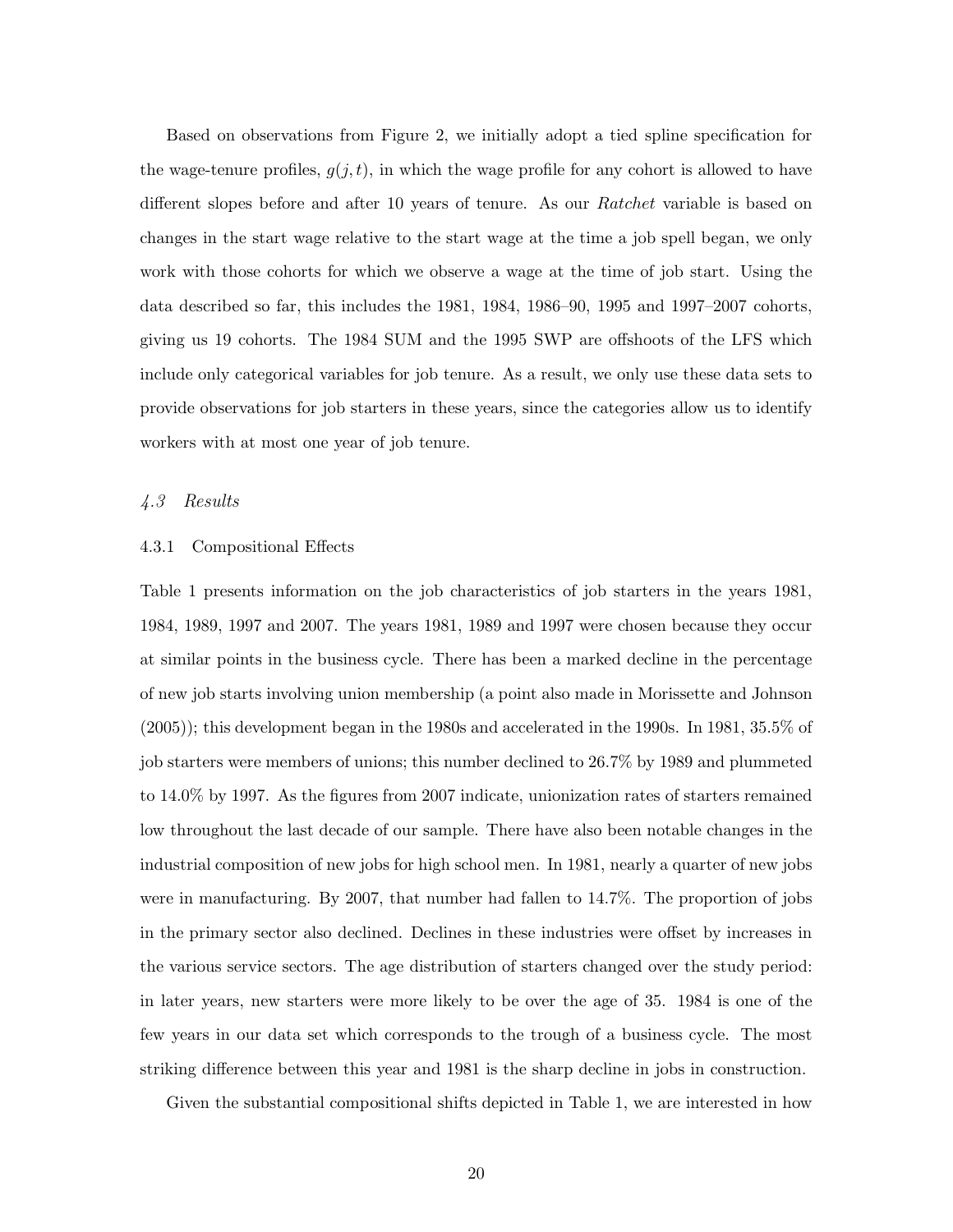Based on observations from Figure 2, we initially adopt a tied spline specification for the wage-tenure profiles, $g(j, t)$, in which the wage profile for any cohort is allowed to have different slopes before and after 10 years of tenure. As our *Ratchet* variable is based on changes in the start wage relative to the start wage at the time a job spell began, we only work with those cohorts for which we observe a wage at the time of job start. Using the data described so far, this includes the 1981, 1984, 1986–90, 1995 and 1997–2007 cohorts, giving us 19 cohorts. The 1984 SUM and the 1995 SWP are offshoots of the LFS which include only categorical variables for job tenure. As a result, we only use these data sets to provide observations for job starters in these years, since the categories allow us to identify workers with at most one year of job tenure.

### *4.3 Results*

#### 4.3.1 Compositional Effects

Table 1 presents information on the job characteristics of job starters in the years 1981, 1984, 1989, 1997 and 2007. The years 1981, 1989 and 1997 were chosen because they occur at similar points in the business cycle. There has been a marked decline in the percentage of new job starts involving union membership (a point also made in Morissette and Johnson (2005)); this development began in the 1980s and accelerated in the 1990s. In 1981, 35.5% of job starters were members of unions; this number declined to 26.7% by 1989 and plummeted to 14.0% by 1997. As the figures from 2007 indicate, unionization rates of starters remained low throughout the last decade of our sample. There have also been notable changes in the industrial composition of new jobs for high school men. In 1981, nearly a quarter of new jobs were in manufacturing. By 2007, that number had fallen to 14.7%. The proportion of jobs in the primary sector also declined. Declines in these industries were offset by increases in the various service sectors. The age distribution of starters changed over the study period: in later years, new starters were more likely to be over the age of 35. 1984 is one of the few years in our data set which corresponds to the trough of a business cycle. The most striking difference between this year and 1981 is the sharp decline in jobs in construction.

Given the substantial compositional shifts depicted in Table 1, we are interested in how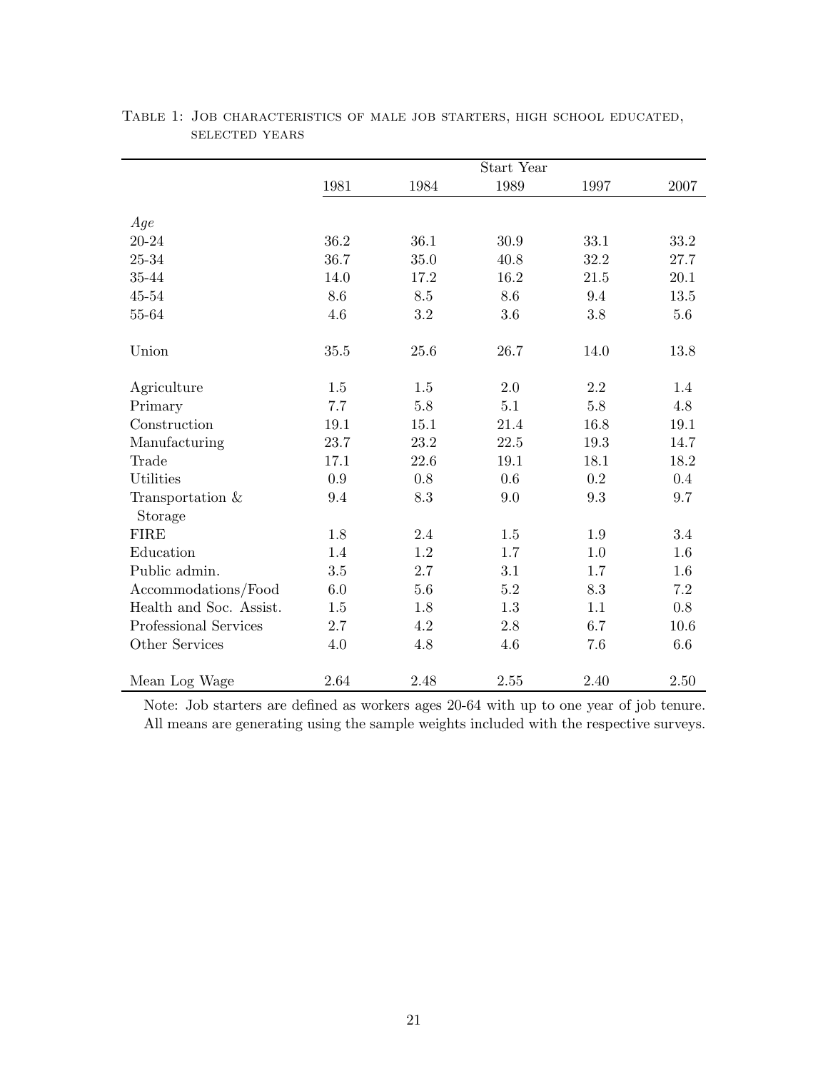Table 1: Job characteristics of male job starters, high school educated, selected years

| | Start Year | | | | |
|---|---|---|---|---|---|
| | 1981 | 1984 | 1989 | 1997 | 2007 |
| *Age* | | | | | |
| 20-24 | 36.2 | 36.1 | 30.9 | 33.1 | 33.2 |
| 25-34 | 36.7 | 35.0 | 40.8 | 32.2 | 27.7 |
| 35-44 | 14.0 | 17.2 | 16.2 | 21.5 | 20.1 |
| 45-54 | 8.6 | 8.5 | 8.6 | 9.4 | 13.5 |
| 55-64 | 4.6 | 3.2 | 3.6 | 3.8 | 5.6 |
| Union | 35.5 | 25.6 | 26.7 | 14.0 | 13.8 |
| Agriculture | 1.5 | 1.5 | 2.0 | 2.2 | 1.4 |
| Primary | 7.7 | 5.8 | 5.1 | 5.8 | 4.8 |
| Construction | 19.1 | 15.1 | 21.4 | 16.8 | 19.1 |
| Manufacturing | 23.7 | 23.2 | 22.5 | 19.3 | 14.7 |
| Trade | 17.1 | 22.6 | 19.1 | 18.1 | 18.2 |
| Utilities | 0.9 | 0.8 | 0.6 | 0.2 | 0.4 |
| Transportation & Storage | 9.4 | 8.3 | 9.0 | 9.3 | 9.7 |
| FIRE | 1.8 | 2.4 | 1.5 | 1.9 | 3.4 |
| Education | 1.4 | 1.2 | 1.7 | 1.0 | 1.6 |
| Public admin. | 3.5 | 2.7 | 3.1 | 1.7 | 1.6 |
| Accommodations/Food | 6.0 | 5.6 | 5.2 | 8.3 | 7.2 |
| Health and Soc. Assist. | 1.5 | 1.8 | 1.3 | 1.1 | 0.8 |
| Professional Services | 2.7 | 4.2 | 2.8 | 6.7 | 10.6 |
| Other Services | 4.0 | 4.8 | 4.6 | 7.6 | 6.6 |
| Mean Log Wage | 2.64 | 2.48 | 2.55 | 2.40 | 2.50 |

Note: Job starters are defined as workers ages 20-64 with up to one year of job tenure. All means are generating using the sample weights included with the respective surveys.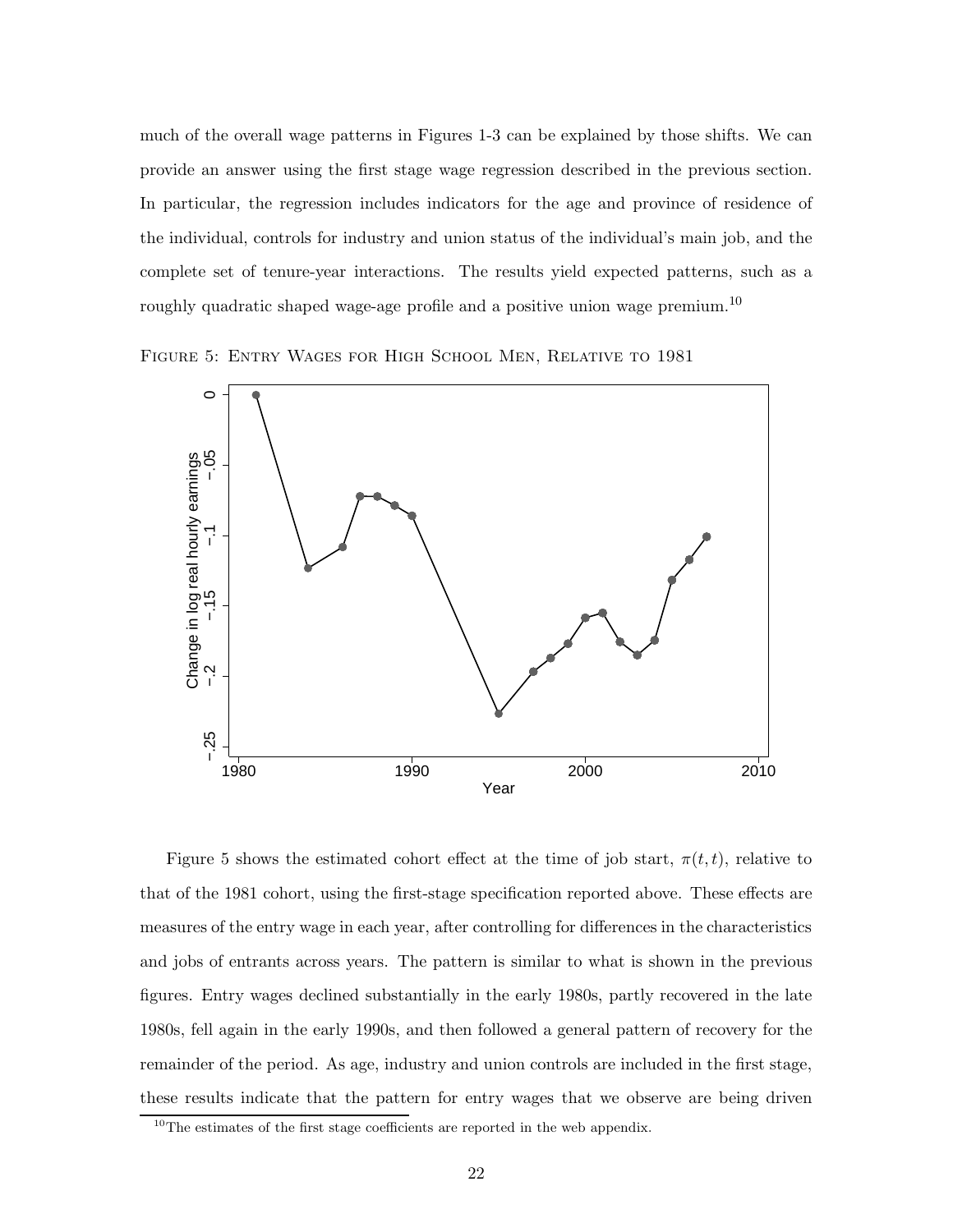much of the overall wage patterns in Figures 1-3 can be explained by those shifts. We can provide an answer using the first stage wage regression described in the previous section. In particular, the regression includes indicators for the age and province of residence of the individual, controls for industry and union status of the individual's main job, and the complete set of tenure-year interactions. The results yield expected patterns, such as a roughly quadratic shaped wage-age profile and a positive union wage premium.[10]

Figure 5: Entry Wages for High School Men, Relative to 1981

Figure 5 shows the estimated cohort effect at the time of job start, $\pi(t, t)$, relative to that of the 1981 cohort, using the first-stage specification reported above. These effects are measures of the entry wage in each year, after controlling for differences in the characteristics and jobs of entrants across years. The pattern is similar to what is shown in the previous figures. Entry wages declined substantially in the early 1980s, partly recovered in the late 1980s, fell again in the early 1990s, and then followed a general pattern of recovery for the remainder of the period. As age, industry and union controls are included in the first stage, these results indicate that the pattern for entry wages that we observe are being driven

[10] The estimates of the first stage coefficients are reported in the web appendix.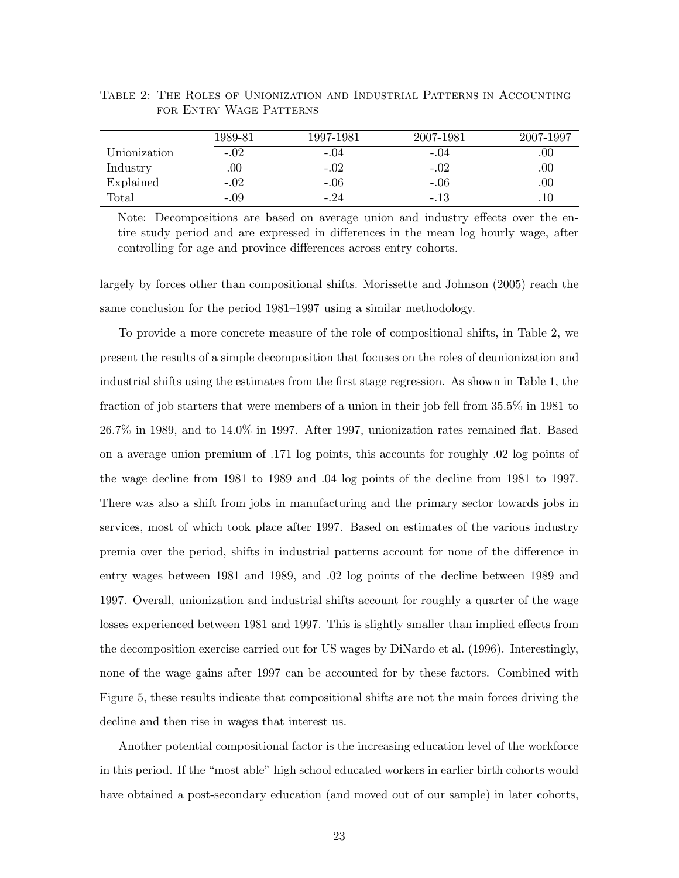Table 2: The Roles of Unionization and Industrial Patterns in Accounting for Entry Wage Patterns

| | 1989-81 | 1997-1981 | 2007-1981 | 2007-1997 |
|---|---|---|---|---|
| Unionization | -.02 | -.04 | -.04 | .00 |
| Industry | .00 | -.02 | -.02 | .00 |
| Explained | -.02 | -.06 | -.06 | .00 |
| Total | -.09 | -.24 | -.13 | .10 |

Note: Decompositions are based on average union and industry effects over the entire study period and are expressed in differences in the mean log hourly wage, after controlling for age and province differences across entry cohorts.

largely by forces other than compositional shifts. Morissette and Johnson (2005) reach the same conclusion for the period 1981–1997 using a similar methodology.

To provide a more concrete measure of the role of compositional shifts, in Table 2, we present the results of a simple decomposition that focuses on the roles of deunionization and industrial shifts using the estimates from the first stage regression. As shown in Table 1, the fraction of job starters that were members of a union in their job fell from 35.5% in 1981 to 26.7% in 1989, and to 14.0% in 1997. After 1997, unionization rates remained flat. Based on a average union premium of .171 log points, this accounts for roughly .02 log points of the wage decline from 1981 to 1989 and .04 log points of the decline from 1981 to 1997. There was also a shift from jobs in manufacturing and the primary sector towards jobs in services, most of which took place after 1997. Based on estimates of the various industry premia over the period, shifts in industrial patterns account for none of the difference in entry wages between 1981 and 1989, and .02 log points of the decline between 1989 and 1997. Overall, unionization and industrial shifts account for roughly a quarter of the wage losses experienced between 1981 and 1997. This is slightly smaller than implied effects from the decomposition exercise carried out for US wages by DiNardo et al. (1996). Interestingly, none of the wage gains after 1997 can be accounted for by these factors. Combined with Figure 5, these results indicate that compositional shifts are not the main forces driving the decline and then rise in wages that interest us.

Another potential compositional factor is the increasing education level of the workforce in this period. If the "most able" high school educated workers in earlier birth cohorts would have obtained a post-secondary education (and moved out of our sample) in later cohorts,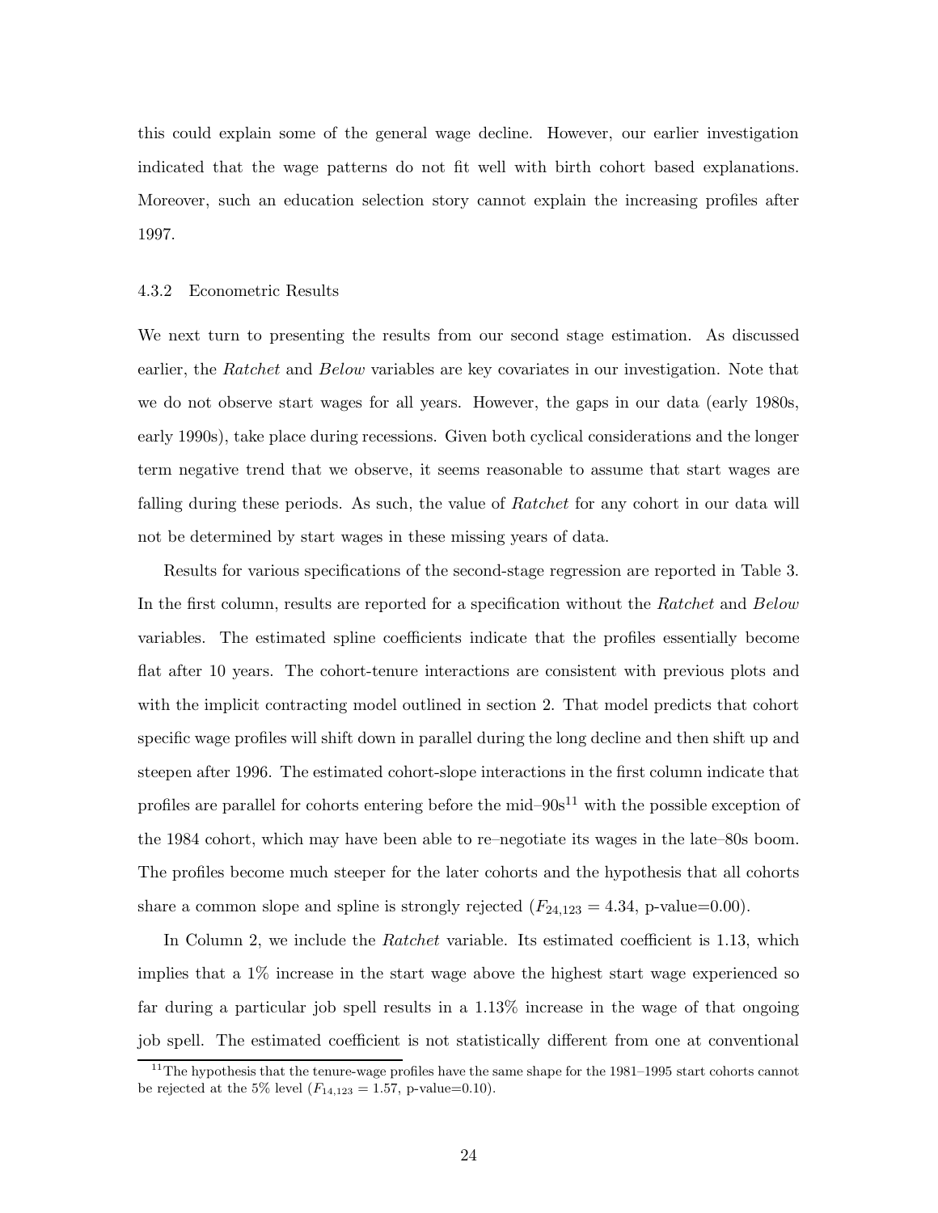this could explain some of the general wage decline. However, our earlier investigation indicated that the wage patterns do not fit well with birth cohort based explanations. Moreover, such an education selection story cannot explain the increasing profiles after 1997.

#### 4.3.2 Econometric Results

We next turn to presenting the results from our second stage estimation. As discussed earlier, the *Ratchet* and *Below* variables are key covariates in our investigation. Note that we do not observe start wages for all years. However, the gaps in our data (early 1980s, early 1990s), take place during recessions. Given both cyclical considerations and the longer term negative trend that we observe, it seems reasonable to assume that start wages are falling during these periods. As such, the value of *Ratchet* for any cohort in our data will not be determined by start wages in these missing years of data.

Results for various specifications of the second-stage regression are reported in Table 3. In the first column, results are reported for a specification without the *Ratchet* and *Below* variables. The estimated spline coefficients indicate that the profiles essentially become flat after 10 years. The cohort-tenure interactions are consistent with previous plots and with the implicit contracting model outlined in section 2. That model predicts that cohort specific wage profiles will shift down in parallel during the long decline and then shift up and steepen after 1996. The estimated cohort-slope interactions in the first column indicate that profiles are parallel for cohorts entering before the mid–90s[11] with the possible exception of the 1984 cohort, which may have been able to re–negotiate its wages in the late–80s boom. The profiles become much steeper for the later cohorts and the hypothesis that all cohorts share a common slope and spline is strongly rejected ($F_{24,123} = 4.34$, p-value=0.00).

In Column 2, we include the *Ratchet* variable. Its estimated coefficient is 1.13, which implies that a 1% increase in the start wage above the highest start wage experienced so far during a particular job spell results in a 1.13% increase in the wage of that ongoing job spell. The estimated coefficient is not statistically different from one at conventional

[11] The hypothesis that the tenure-wage profiles have the same shape for the 1981–1995 start cohorts cannot be rejected at the 5% level ($F_{14,123} = 1.57$, p-value=0.10).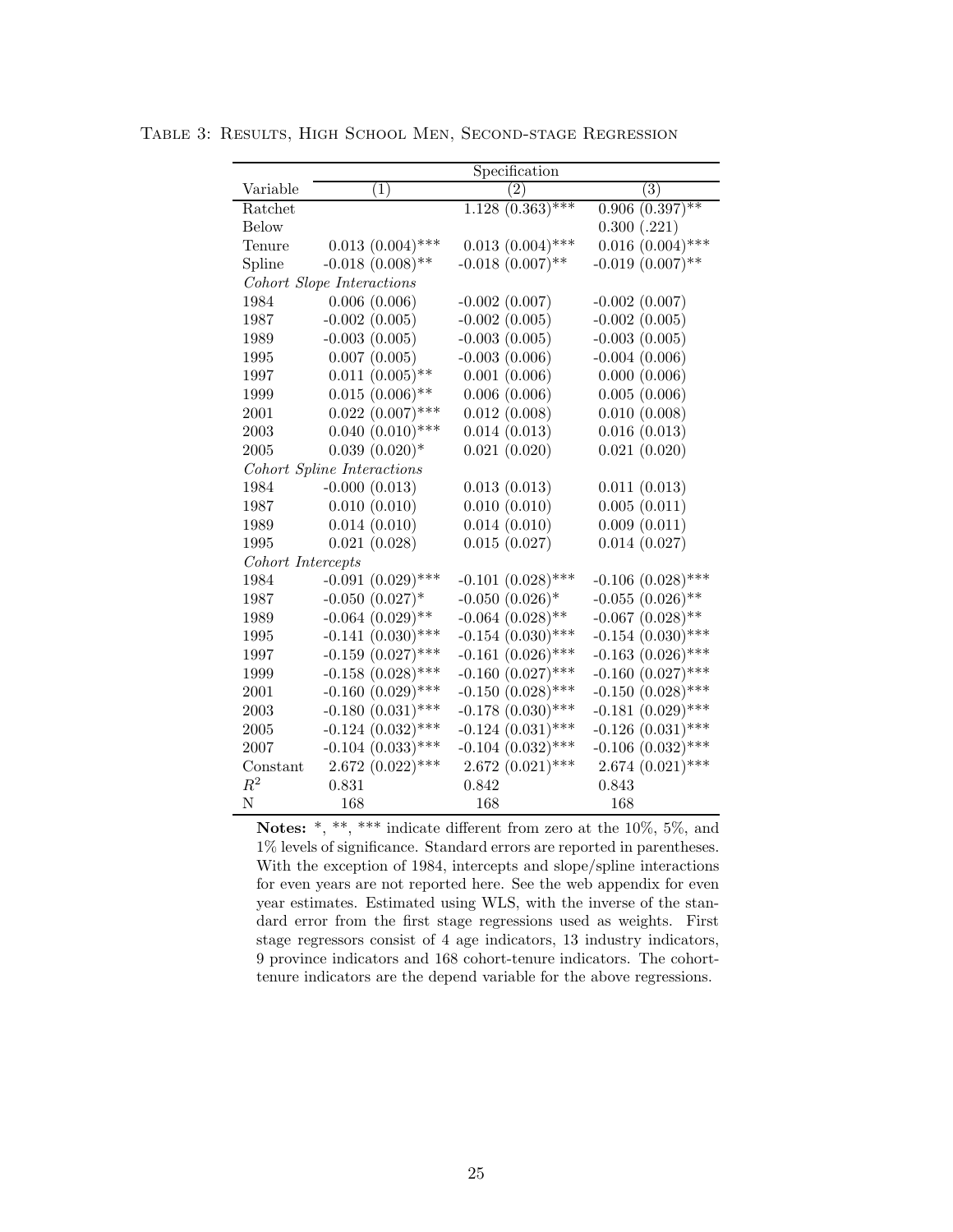Table 3: Results, High School Men, Second-stage Regression

| | Specification | | |
|---|---|---|---|
| Variable | (1) | (2) | (3) |
| Ratchet | | 1.128 (0.363)*** | 0.906 (0.397)** |
| Below | | | 0.300 (.221) |
| Tenure | 0.013 (0.004)*** | 0.013 (0.004)*** | 0.016 (0.004)*** |
| Spline | -0.018 (0.008)** | -0.018 (0.007)** | -0.019 (0.007)** |
| *Cohort Slope Interactions* | | | |
| 1984 | 0.006 (0.006) | -0.002 (0.007) | -0.002 (0.007) |
| 1987 | -0.002 (0.005) | -0.002 (0.005) | -0.002 (0.005) |
| 1989 | -0.003 (0.005) | -0.003 (0.005) | -0.003 (0.005) |
| 1995 | 0.007 (0.005) | -0.003 (0.006) | -0.004 (0.006) |
| 1997 | 0.011 (0.005)** | 0.001 (0.006) | 0.000 (0.006) |
| 1999 | 0.015 (0.006)** | 0.006 (0.006) | 0.005 (0.006) |
| 2001 | 0.022 (0.007)*** | 0.012 (0.008) | 0.010 (0.008) |
| 2003 | 0.040 (0.010)*** | 0.014 (0.013) | 0.016 (0.013) |
| 2005 | 0.039 (0.020)* | 0.021 (0.020) | 0.021 (0.020) |
| *Cohort Spline Interactions* | | | |
| 1984 | -0.000 (0.013) | 0.013 (0.013) | 0.011 (0.013) |
| 1987 | 0.010 (0.010) | 0.010 (0.010) | 0.005 (0.011) |
| 1989 | 0.014 (0.010) | 0.014 (0.010) | 0.009 (0.011) |
| 1995 | 0.021 (0.028) | 0.015 (0.027) | 0.014 (0.027) |
| *Cohort Intercepts* | | | |
| 1984 | -0.091 (0.029)*** | -0.101 (0.028)*** | -0.106 (0.028)*** |
| 1987 | -0.050 (0.027)* | -0.050 (0.026)* | -0.055 (0.026)** |
| 1989 | -0.064 (0.029)** | -0.064 (0.028)** | -0.067 (0.028)** |
| 1995 | -0.141 (0.030)*** | -0.154 (0.030)*** | -0.154 (0.030)*** |
| 1997 | -0.159 (0.027)*** | -0.161 (0.026)*** | -0.163 (0.026)*** |
| 1999 | -0.158 (0.028)*** | -0.160 (0.027)*** | -0.160 (0.027)*** |
| 2001 | -0.160 (0.029)*** | -0.150 (0.028)*** | -0.150 (0.028)*** |
| 2003 | -0.180 (0.031)*** | -0.178 (0.030)*** | -0.181 (0.029)*** |
| 2005 | -0.124 (0.032)*** | -0.124 (0.031)*** | -0.126 (0.031)*** |
| 2007 | -0.104 (0.033)*** | -0.104 (0.032)*** | -0.106 (0.032)*** |
| Constant | 2.672 (0.022)*** | 2.672 (0.021)*** | 2.674 (0.021)*** |
| $R^2$ | 0.831 | 0.842 | 0.843 |
| N | 168 | 168 | 168 |

**Notes:** *, **, *** indicate different from zero at the 10%, 5%, and 1% levels of significance. Standard errors are reported in parentheses. With the exception of 1984, intercepts and slope/spline interactions for even years are not reported here. See the web appendix for even year estimates. Estimated using WLS, with the inverse of the standard error from the first stage regressions used as weights. First stage regressors consist of 4 age indicators, 13 industry indicators, 9 province indicators and 168 cohort-tenure indicators. The cohort-tenure indicators are the depend variable for the above regressions.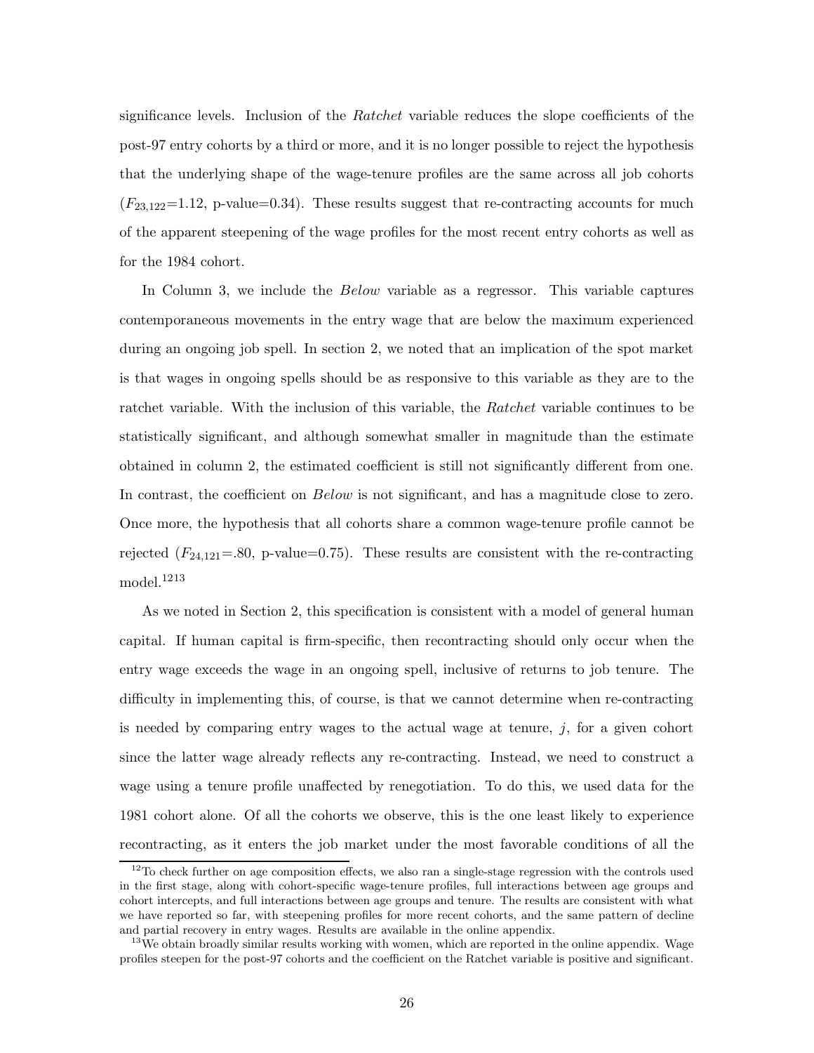significance levels. Inclusion of the *Ratchet* variable reduces the slope coefficients of the post-97 entry cohorts by a third or more, and it is no longer possible to reject the hypothesis that the underlying shape of the wage-tenure profiles are the same across all job cohorts ($F_{23,122}$=1.12, p-value=0.34). These results suggest that re-contracting accounts for much of the apparent steepening of the wage profiles for the most recent entry cohorts as well as for the 1984 cohort.

In Column 3, we include the *Below* variable as a regressor. This variable captures contemporaneous movements in the entry wage that are below the maximum experienced during an ongoing job spell. In section 2, we noted that an implication of the spot market is that wages in ongoing spells should be as responsive to this variable as they are to the ratchet variable. With the inclusion of this variable, the *Ratchet* variable continues to be statistically significant, and although somewhat smaller in magnitude than the estimate obtained in column 2, the estimated coefficient is still not significantly different from one. In contrast, the coefficient on *Below* is not significant, and has a magnitude close to zero. Once more, the hypothesis that all cohorts share a common wage-tenure profile cannot be rejected ($F_{24,121}$=.80, p-value=0.75). These results are consistent with the re-contracting model.[12][13]

As we noted in Section 2, this specification is consistent with a model of general human capital. If human capital is firm-specific, then recontracting should only occur when the entry wage exceeds the wage in an ongoing spell, inclusive of returns to job tenure. The difficulty in implementing this, of course, is that we cannot determine when re-contracting is needed by comparing entry wages to the actual wage at tenure, $j$, for a given cohort since the latter wage already reflects any re-contracting. Instead, we need to construct a wage using a tenure profile unaffected by renegotiation. To do this, we used data for the 1981 cohort alone. Of all the cohorts we observe, this is the one least likely to experience recontracting, as it enters the job market under the most favorable conditions of all the

[12] To check further on age composition effects, we also ran a single-stage regression with the controls used in the first stage, along with cohort-specific wage-tenure profiles, full interactions between age groups and cohort intercepts, and full interactions between age groups and tenure. The results are consistent with what we have reported so far, with steepening profiles for more recent cohorts, and the same pattern of decline and partial recovery in entry wages. Results are available in the online appendix.

[13] We obtain broadly similar results working with women, which are reported in the online appendix. Wage profiles steepen for the post-97 cohorts and the coefficient on the Ratchet variable is positive and significant.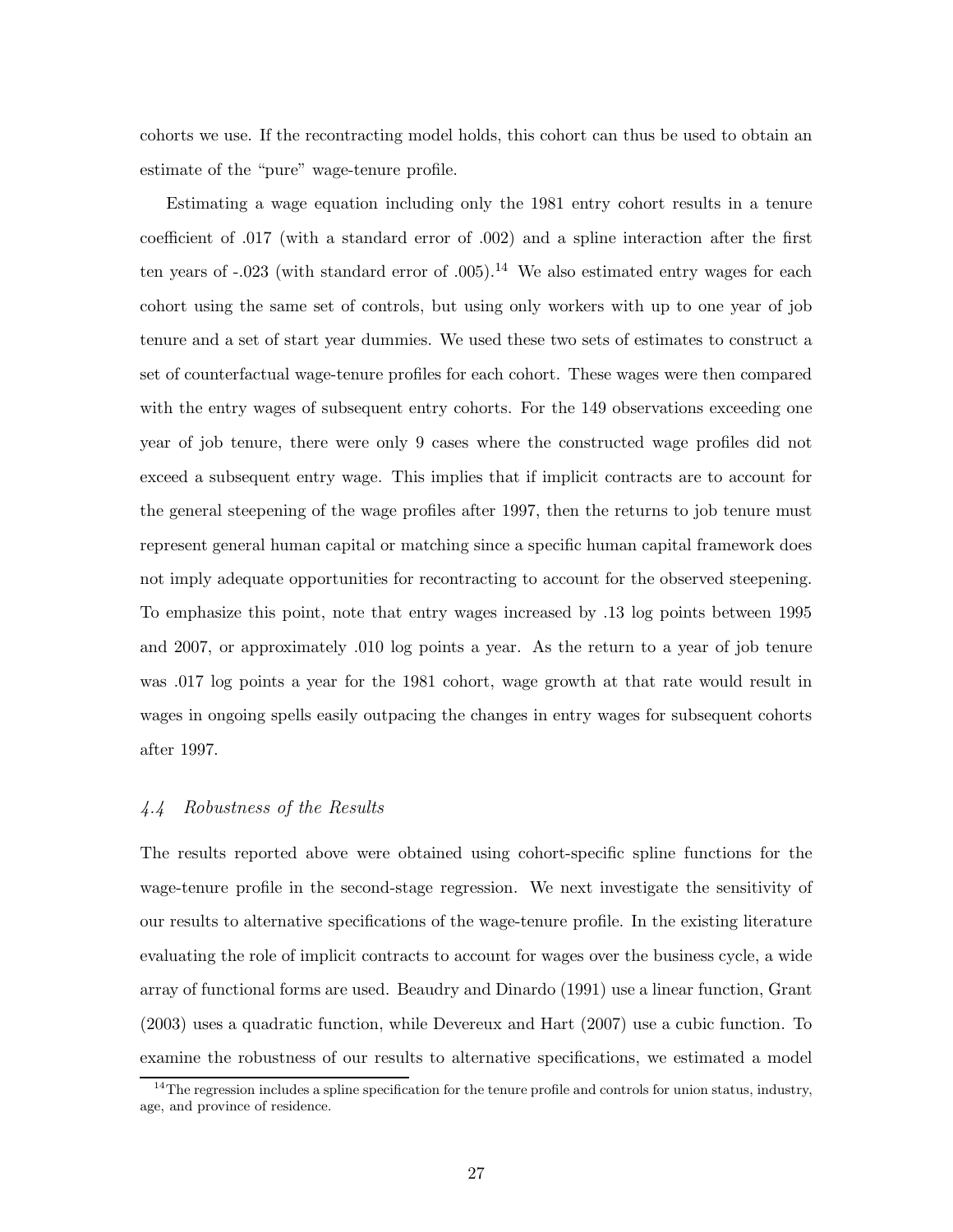cohorts we use. If the recontracting model holds, this cohort can thus be used to obtain an estimate of the "pure" wage-tenure profile.

Estimating a wage equation including only the 1981 entry cohort results in a tenure coefficient of .017 (with a standard error of .002) and a spline interaction after the first ten years of -.023 (with standard error of .005).[14] We also estimated entry wages for each cohort using the same set of controls, but using only workers with up to one year of job tenure and a set of start year dummies. We used these two sets of estimates to construct a set of counterfactual wage-tenure profiles for each cohort. These wages were then compared with the entry wages of subsequent entry cohorts. For the 149 observations exceeding one year of job tenure, there were only 9 cases where the constructed wage profiles did not exceed a subsequent entry wage. This implies that if implicit contracts are to account for the general steepening of the wage profiles after 1997, then the returns to job tenure must represent general human capital or matching since a specific human capital framework does not imply adequate opportunities for recontracting to account for the observed steepening. To emphasize this point, note that entry wages increased by .13 log points between 1995 and 2007, or approximately .010 log points a year. As the return to a year of job tenure was .017 log points a year for the 1981 cohort, wage growth at that rate would result in wages in ongoing spells easily outpacing the changes in entry wages for subsequent cohorts after 1997.

### *4.4 Robustness of the Results*

The results reported above were obtained using cohort-specific spline functions for the wage-tenure profile in the second-stage regression. We next investigate the sensitivity of our results to alternative specifications of the wage-tenure profile. In the existing literature evaluating the role of implicit contracts to account for wages over the business cycle, a wide array of functional forms are used. Beaudry and Dinardo (1991) use a linear function, Grant (2003) uses a quadratic function, while Devereux and Hart (2007) use a cubic function. To examine the robustness of our results to alternative specifications, we estimated a model

[14] The regression includes a spline specification for the tenure profile and controls for union status, industry, age, and province of residence.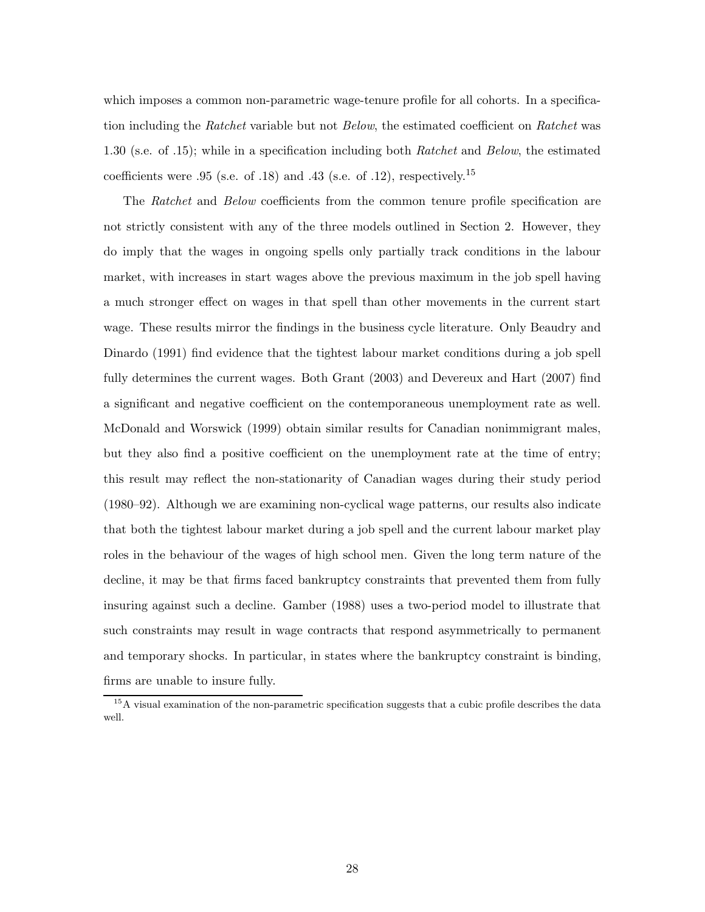which imposes a common non-parametric wage-tenure profile for all cohorts. In a specification including the *Ratchet* variable but not *Below*, the estimated coefficient on *Ratchet* was 1.30 (s.e. of .15); while in a specification including both *Ratchet* and *Below*, the estimated coefficients were .95 (s.e. of .18) and .43 (s.e. of .12), respectively.[15]

The *Ratchet* and *Below* coefficients from the common tenure profile specification are not strictly consistent with any of the three models outlined in Section 2. However, they do imply that the wages in ongoing spells only partially track conditions in the labour market, with increases in start wages above the previous maximum in the job spell having a much stronger effect on wages in that spell than other movements in the current start wage. These results mirror the findings in the business cycle literature. Only Beaudry and Dinardo (1991) find evidence that the tightest labour market conditions during a job spell fully determines the current wages. Both Grant (2003) and Devereux and Hart (2007) find a significant and negative coefficient on the contemporaneous unemployment rate as well. McDonald and Worswick (1999) obtain similar results for Canadian nonimmigrant males, but they also find a positive coefficient on the unemployment rate at the time of entry; this result may reflect the non-stationarity of Canadian wages during their study period (1980–92). Although we are examining non-cyclical wage patterns, our results also indicate that both the tightest labour market during a job spell and the current labour market play roles in the behaviour of the wages of high school men. Given the long term nature of the decline, it may be that firms faced bankruptcy constraints that prevented them from fully insuring against such a decline. Gamber (1988) uses a two-period model to illustrate that such constraints may result in wage contracts that respond asymmetrically to permanent and temporary shocks. In particular, in states where the bankruptcy constraint is binding, firms are unable to insure fully.

[15] A visual examination of the non-parametric specification suggests that a cubic profile describes the data well.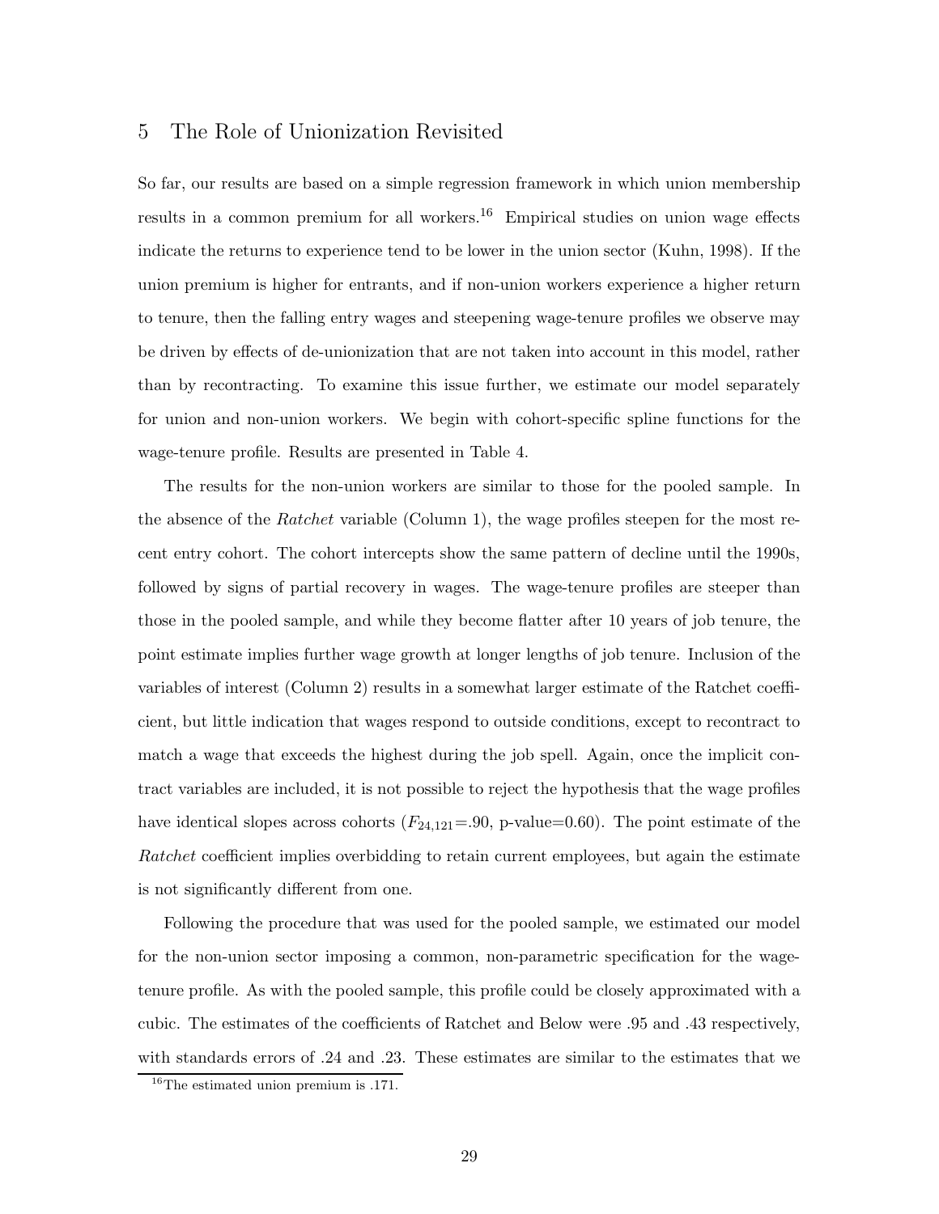## 5 The Role of Unionization Revisited

So far, our results are based on a simple regression framework in which union membership results in a common premium for all workers.[16] Empirical studies on union wage effects indicate the returns to experience tend to be lower in the union sector (Kuhn, 1998). If the union premium is higher for entrants, and if non-union workers experience a higher return to tenure, then the falling entry wages and steepening wage-tenure profiles we observe may be driven by effects of de-unionization that are not taken into account in this model, rather than by recontracting. To examine this issue further, we estimate our model separately for union and non-union workers. We begin with cohort-specific spline functions for the wage-tenure profile. Results are presented in Table 4.

The results for the non-union workers are similar to those for the pooled sample. In the absence of the *Ratchet* variable (Column 1), the wage profiles steepen for the most recent entry cohort. The cohort intercepts show the same pattern of decline until the 1990s, followed by signs of partial recovery in wages. The wage-tenure profiles are steeper than those in the pooled sample, and while they become flatter after 10 years of job tenure, the point estimate implies further wage growth at longer lengths of job tenure. Inclusion of the variables of interest (Column 2) results in a somewhat larger estimate of the Ratchet coefficient, but little indication that wages respond to outside conditions, except to recontract to match a wage that exceeds the highest during the job spell. Again, once the implicit contract variables are included, it is not possible to reject the hypothesis that the wage profiles have identical slopes across cohorts ($F_{24,121}$=.90, p-value=0.60). The point estimate of the *Ratchet* coefficient implies overbidding to retain current employees, but again the estimate is not significantly different from one.

Following the procedure that was used for the pooled sample, we estimated our model for the non-union sector imposing a common, non-parametric specification for the wage-tenure profile. As with the pooled sample, this profile could be closely approximated with a cubic. The estimates of the coefficients of Ratchet and Below were .95 and .43 respectively, with standards errors of .24 and .23. These estimates are similar to the estimates that we

[16] The estimated union premium is .171.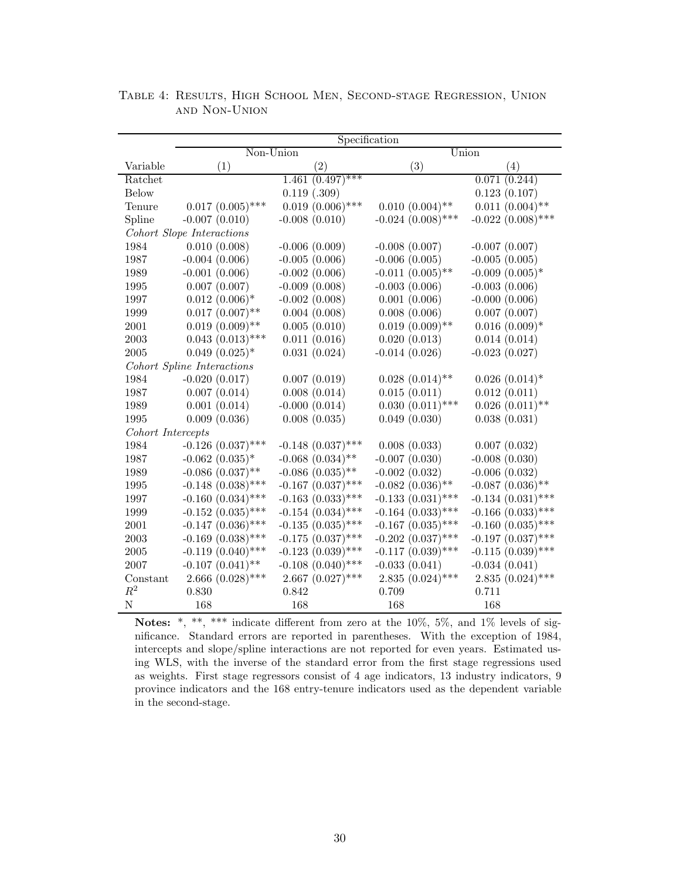Table 4: Results, High School Men, Second-stage Regression, Union and Non-Union

| | Specification | | | |
|---|---|---|---|---|
| | Non-Union | | Union | |
| Variable | (1) | (2) | (3) | (4) |
| Ratchet | | 1.461 (0.497)*** | | 0.071 (0.244) |
| Below | | 0.119 (.309) | | 0.123 (0.107) |
| Tenure | 0.017 (0.005)*** | 0.019 (0.006)*** | 0.010 (0.004)** | 0.011 (0.004)** |
| Spline | -0.007 (0.010) | -0.008 (0.010) | -0.024 (0.008)*** | -0.022 (0.008)*** |
| *Cohort Slope Interactions* | | | | |
| 1984 | 0.010 (0.008) | -0.006 (0.009) | -0.008 (0.007) | -0.007 (0.007) |
| 1987 | -0.004 (0.006) | -0.005 (0.006) | -0.006 (0.005) | -0.005 (0.005) |
| 1989 | -0.001 (0.006) | -0.002 (0.006) | -0.011 (0.005)** | -0.009 (0.005)* |
| 1995 | 0.007 (0.007) | -0.009 (0.008) | -0.003 (0.006) | -0.003 (0.006) |
| 1997 | 0.012 (0.006)* | -0.002 (0.008) | 0.001 (0.006) | -0.000 (0.006) |
| 1999 | 0.017 (0.007)** | 0.004 (0.008) | 0.008 (0.006) | 0.007 (0.007) |
| 2001 | 0.019 (0.009)** | 0.005 (0.010) | 0.019 (0.009)** | 0.016 (0.009)* |
| 2003 | 0.043 (0.013)*** | 0.011 (0.016) | 0.020 (0.013) | 0.014 (0.014) |
| 2005 | 0.049 (0.025)* | 0.031 (0.024) | -0.014 (0.026) | -0.023 (0.027) |
| *Cohort Spline Interactions* | | | | |
| 1984 | -0.020 (0.017) | 0.007 (0.019) | 0.028 (0.014)** | 0.026 (0.014)* |
| 1987 | 0.007 (0.014) | 0.008 (0.014) | 0.015 (0.011) | 0.012 (0.011) |
| 1989 | 0.001 (0.014) | -0.000 (0.014) | 0.030 (0.011)*** | 0.026 (0.011)** |
| 1995 | 0.009 (0.036) | 0.008 (0.035) | 0.049 (0.030) | 0.038 (0.031) |
| *Cohort Intercepts* | | | | |
| 1984 | -0.126 (0.037)*** | -0.148 (0.037)*** | 0.008 (0.033) | 0.007 (0.032) |
| 1987 | -0.062 (0.035)* | -0.068 (0.034)** | -0.007 (0.030) | -0.008 (0.030) |
| 1989 | -0.086 (0.037)** | -0.086 (0.035)** | -0.002 (0.032) | -0.006 (0.032) |
| 1995 | -0.148 (0.038)*** | -0.167 (0.037)*** | -0.082 (0.036)** | -0.087 (0.036)** |
| 1997 | -0.160 (0.034)*** | -0.163 (0.033)*** | -0.133 (0.031)*** | -0.134 (0.031)*** |
| 1999 | -0.152 (0.035)*** | -0.154 (0.034)*** | -0.164 (0.033)*** | -0.166 (0.033)*** |
| 2001 | -0.147 (0.036)*** | -0.135 (0.035)*** | -0.167 (0.035)*** | -0.160 (0.035)*** |
| 2003 | -0.169 (0.038)*** | -0.175 (0.037)*** | -0.202 (0.037)*** | -0.197 (0.037)*** |
| 2005 | -0.119 (0.040)*** | -0.123 (0.039)*** | -0.117 (0.039)*** | -0.115 (0.039)*** |
| 2007 | -0.107 (0.041)** | -0.108 (0.040)*** | -0.033 (0.041) | -0.034 (0.041) |
| Constant | 2.666 (0.028)*** | 2.667 (0.027)*** | 2.835 (0.024)*** | 2.835 (0.024)*** |
| $R^2$ | 0.830 | 0.842 | 0.709 | 0.711 |
| N | 168 | 168 | 168 | 168 |

**Notes:** *, **, *** indicate different from zero at the 10%, 5%, and 1% levels of significance. Standard errors are reported in parentheses. With the exception of 1984, intercepts and slope/spline interactions are not reported for even years. Estimated using WLS, with the inverse of the standard error from the first stage regressions used as weights. First stage regressors consist of 4 age indicators, 13 industry indicators, 9 province indicators and the 168 entry-tenure indicators used as the dependent variable in the second-stage.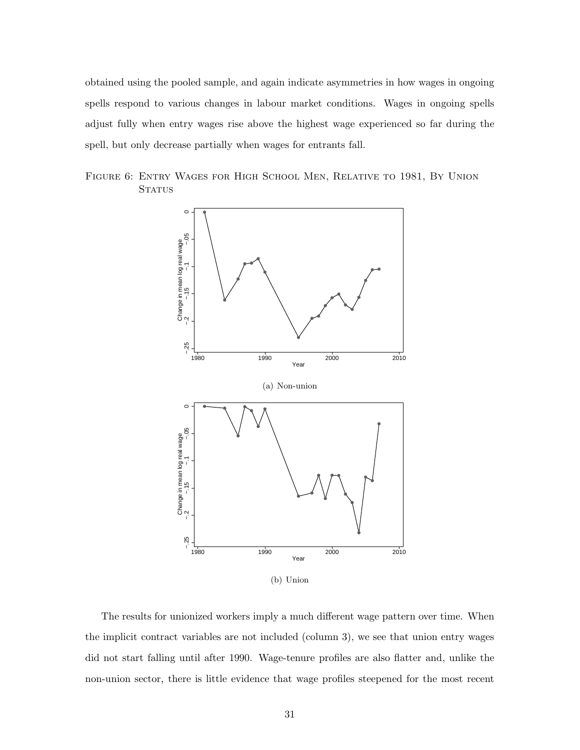obtained using the pooled sample, and again indicate asymmetries in how wages in ongoing spells respond to various changes in labour market conditions. Wages in ongoing spells adjust fully when entry wages rise above the highest wage experienced so far during the spell, but only decrease partially when wages for entrants fall.

Figure 6: Entry Wages for High School Men, Relative to 1981, By Union Status

(a) Non-union

(b) Union

The results for unionized workers imply a much different wage pattern over time. When the implicit contract variables are not included (column 3), we see that union entry wages did not start falling until after 1990. Wage-tenure profiles are also flatter and, unlike the non-union sector, there is little evidence that wage profiles steepened for the most recent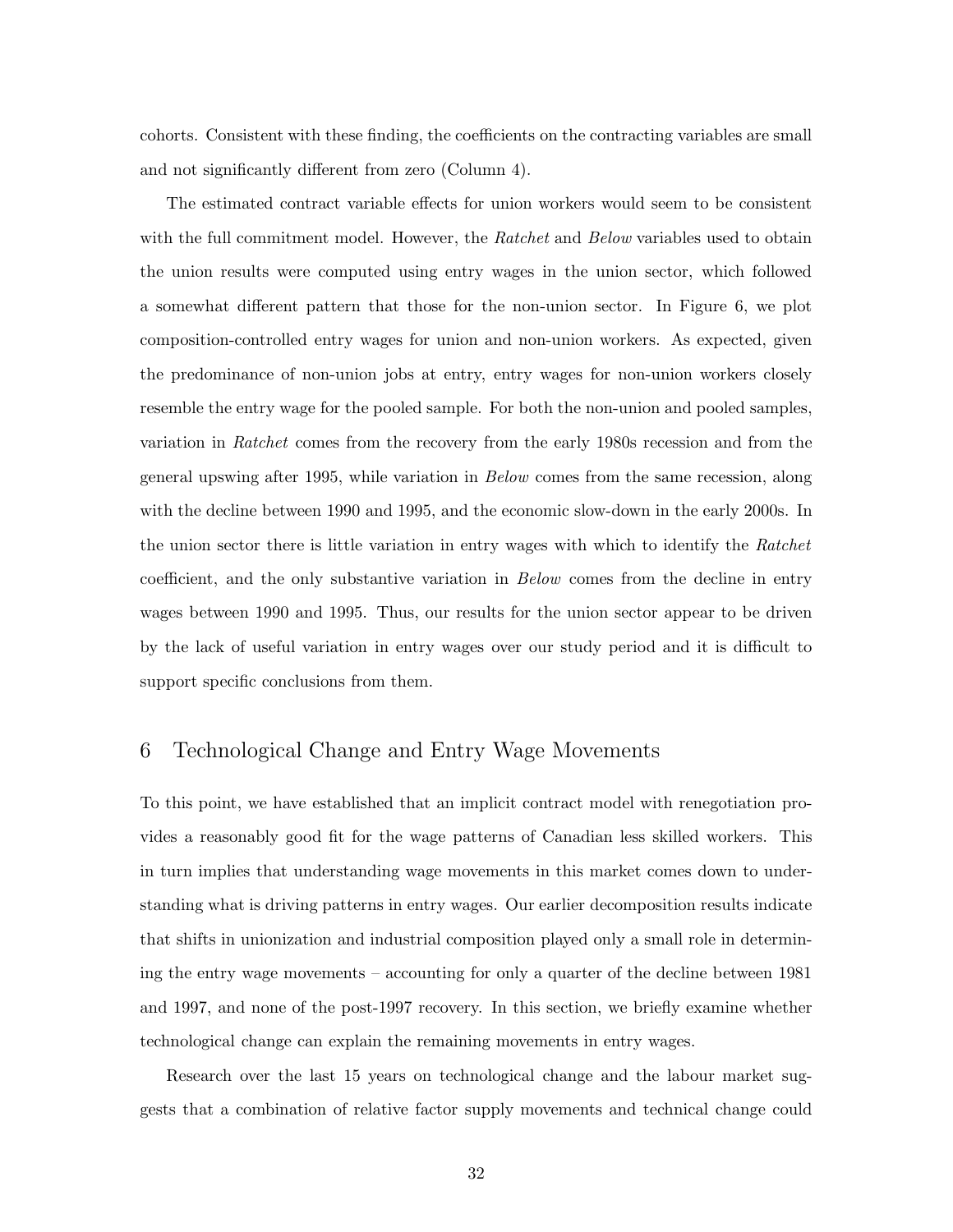cohorts. Consistent with these finding, the coefficients on the contracting variables are small and not significantly different from zero (Column 4).

The estimated contract variable effects for union workers would seem to be consistent with the full commitment model. However, the *Ratchet* and *Below* variables used to obtain the union results were computed using entry wages in the union sector, which followed a somewhat different pattern that those for the non-union sector. In Figure 6, we plot composition-controlled entry wages for union and non-union workers. As expected, given the predominance of non-union jobs at entry, entry wages for non-union workers closely resemble the entry wage for the pooled sample. For both the non-union and pooled samples, variation in *Ratchet* comes from the recovery from the early 1980s recession and from the general upswing after 1995, while variation in *Below* comes from the same recession, along with the decline between 1990 and 1995, and the economic slow-down in the early 2000s. In the union sector there is little variation in entry wages with which to identify the *Ratchet* coefficient, and the only substantive variation in *Below* comes from the decline in entry wages between 1990 and 1995. Thus, our results for the union sector appear to be driven by the lack of useful variation in entry wages over our study period and it is difficult to support specific conclusions from them.

## 6 Technological Change and Entry Wage Movements

To this point, we have established that an implicit contract model with renegotiation provides a reasonably good fit for the wage patterns of Canadian less skilled workers. This in turn implies that understanding wage movements in this market comes down to understanding what is driving patterns in entry wages. Our earlier decomposition results indicate that shifts in unionization and industrial composition played only a small role in determining the entry wage movements – accounting for only a quarter of the decline between 1981 and 1997, and none of the post-1997 recovery. In this section, we briefly examine whether technological change can explain the remaining movements in entry wages.

Research over the last 15 years on technological change and the labour market suggests that a combination of relative factor supply movements and technical change could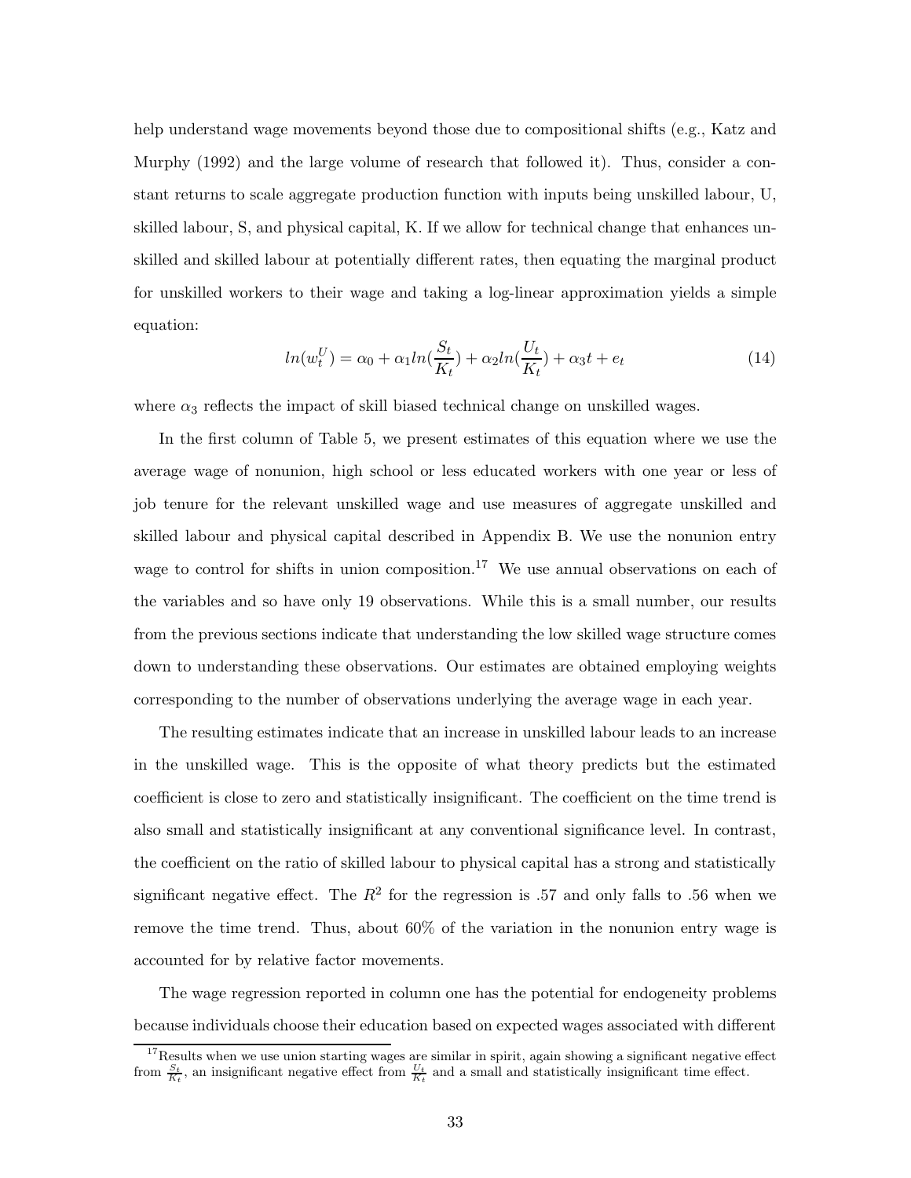help understand wage movements beyond those due to compositional shifts (e.g., Katz and Murphy (1992) and the large volume of research that followed it). Thus, consider a constant returns to scale aggregate production function with inputs being unskilled labour, U, skilled labour, S, and physical capital, K. If we allow for technical change that enhances unskilled and skilled labour at potentially different rates, then equating the marginal product for unskilled workers to their wage and taking a log-linear approximation yields a simple equation:

$$ln(w_t^U) = \alpha_0 + \alpha_1 ln(\frac{S_t}{K_t}) + \alpha_2 ln(\frac{U_t}{K_t}) + \alpha_3 t + e_t \tag{14}$$

where $\alpha_3$ reflects the impact of skill biased technical change on unskilled wages.

In the first column of Table 5, we present estimates of this equation where we use the average wage of nonunion, high school or less educated workers with one year or less of job tenure for the relevant unskilled wage and use measures of aggregate unskilled and skilled labour and physical capital described in Appendix B. We use the nonunion entry wage to control for shifts in union composition.[17] We use annual observations on each of the variables and so have only 19 observations. While this is a small number, our results from the previous sections indicate that understanding the low skilled wage structure comes down to understanding these observations. Our estimates are obtained employing weights corresponding to the number of observations underlying the average wage in each year.

The resulting estimates indicate that an increase in unskilled labour leads to an increase in the unskilled wage. This is the opposite of what theory predicts but the estimated coefficient is close to zero and statistically insignificant. The coefficient on the time trend is also small and statistically insignificant at any conventional significance level. In contrast, the coefficient on the ratio of skilled labour to physical capital has a strong and statistically significant negative effect. The $R^2$ for the regression is .57 and only falls to .56 when we remove the time trend. Thus, about 60% of the variation in the nonunion entry wage is accounted for by relative factor movements.

The wage regression reported in column one has the potential for endogeneity problems because individuals choose their education based on expected wages associated with different

[17] Results when we use union starting wages are similar in spirit, again showing a significant negative effect from $\frac{S_t}{K_t}$, an insignificant negative effect from $\frac{U_t}{K_t}$ and a small and statistically insignificant time effect.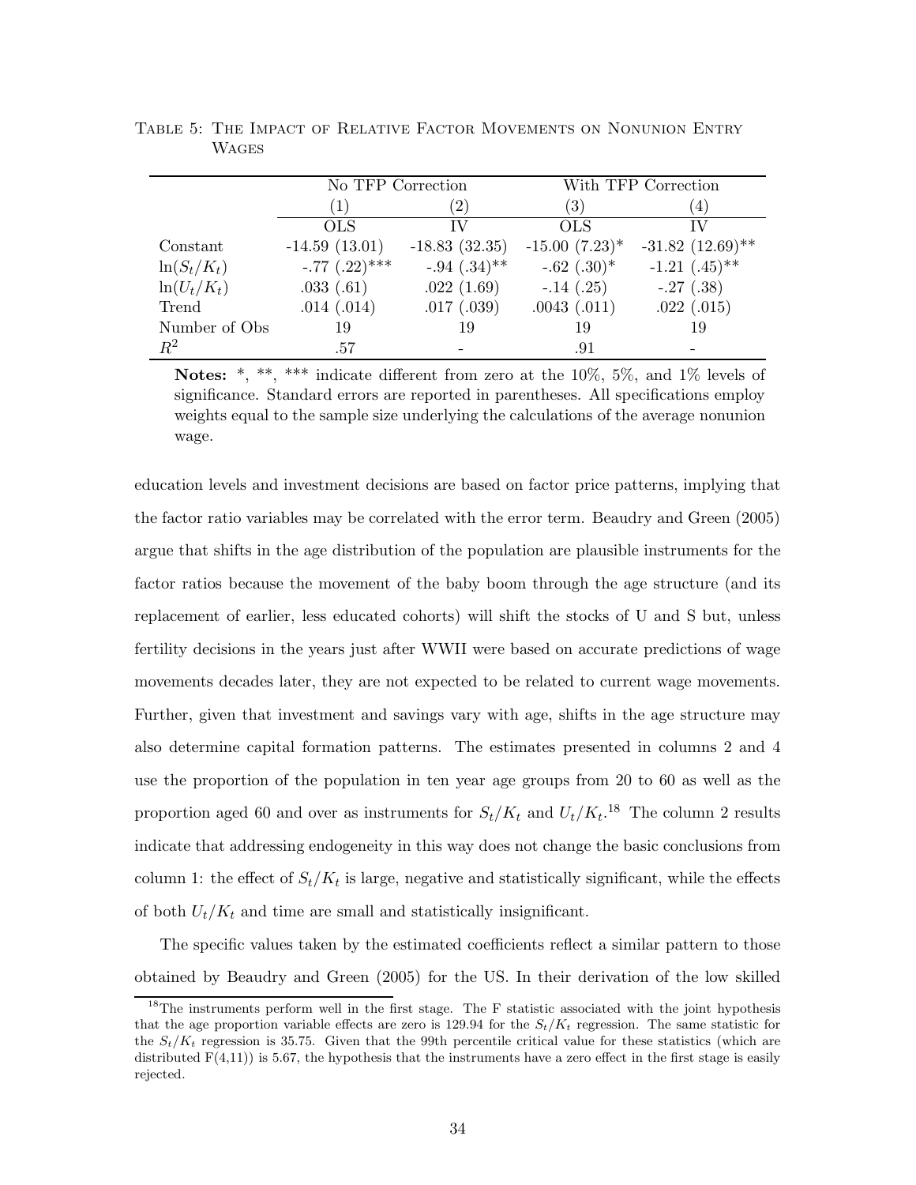Table 5: The Impact of Relative Factor Movements on Nonunion Entry Wages

| | No TFP Correction | | With TFP Correction | |
|---|---|---|---|---|
| | (1) | (2) | (3) | (4) |
| | OLS | IV | OLS | IV |
| Constant | -14.59 (13.01) | -18.83 (32.35) | -15.00 (7.23)* | -31.82 (12.69)** |
| $\ln(S_t/K_t)$ | -.77 (.22)*** | -.94 (.34)** | -.62 (.30)* | -1.21 (.45)** |
| $\ln(U_t/K_t)$ | .033 (.61) | .022 (1.69) | -.14 (.25) | -.27 (.38) |
| Trend | .014 (.014) | .017 (.039) | .0043 (.011) | .022 (.015) |
| Number of Obs | 19 | 19 | 19 | 19 |
| $R^2$ | .57 | - | .91 | - |

**Notes:** *, **, *** indicate different from zero at the 10%, 5%, and 1% levels of significance. Standard errors are reported in parentheses. All specifications employ weights equal to the sample size underlying the calculations of the average nonunion wage.

education levels and investment decisions are based on factor price patterns, implying that the factor ratio variables may be correlated with the error term. Beaudry and Green (2005) argue that shifts in the age distribution of the population are plausible instruments for the factor ratios because the movement of the baby boom through the age structure (and its replacement of earlier, less educated cohorts) will shift the stocks of U and S but, unless fertility decisions in the years just after WWII were based on accurate predictions of wage movements decades later, they are not expected to be related to current wage movements. Further, given that investment and savings vary with age, shifts in the age structure may also determine capital formation patterns. The estimates presented in columns 2 and 4 use the proportion of the population in ten year age groups from 20 to 60 as well as the proportion aged 60 and over as instruments for $S_t/K_t$ and $U_t/K_t$.[18] The column 2 results indicate that addressing endogeneity in this way does not change the basic conclusions from column 1: the effect of $S_t/K_t$ is large, negative and statistically significant, while the effects of both $U_t/K_t$ and time are small and statistically insignificant.

The specific values taken by the estimated coefficients reflect a similar pattern to those obtained by Beaudry and Green (2005) for the US. In their derivation of the low skilled

[18] The instruments perform well in the first stage. The F statistic associated with the joint hypothesis that the age proportion variable effects are zero is 129.94 for the $S_t/K_t$ regression. The same statistic for the $S_t/K_t$ regression is 35.75. Given that the 99th percentile critical value for these statistics (which are distributed $F(4,11)$) is 5.67, the hypothesis that the instruments have a zero effect in the first stage is easily rejected.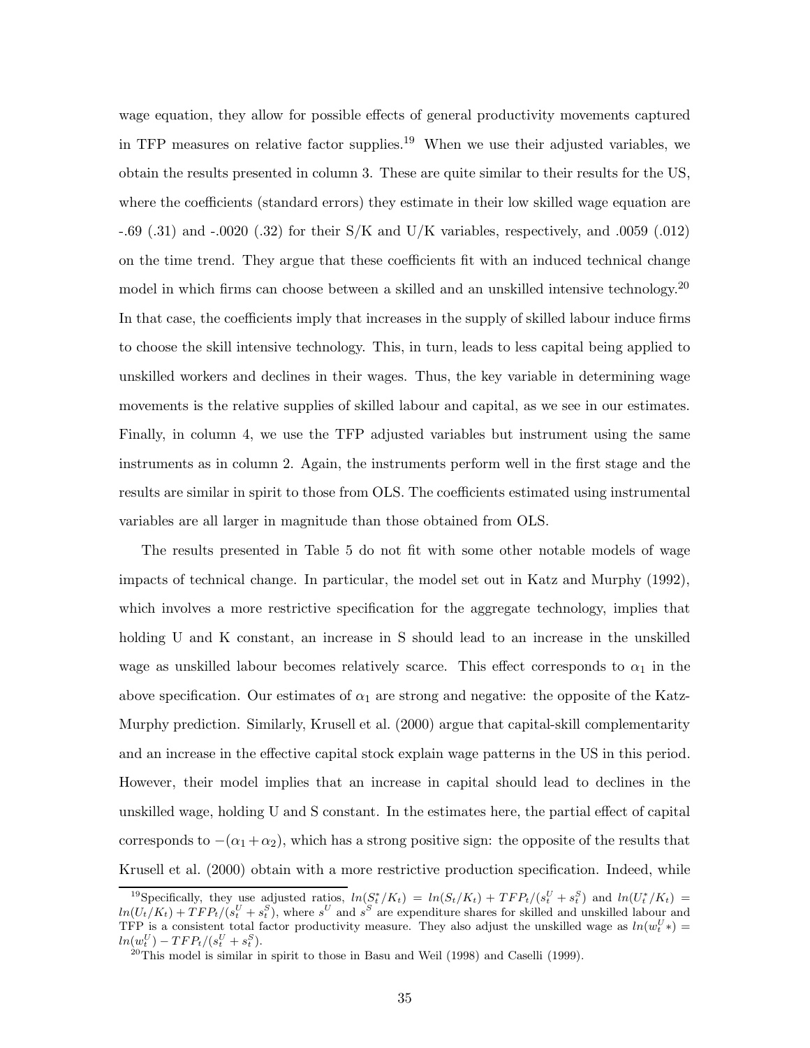wage equation, they allow for possible effects of general productivity movements captured in TFP measures on relative factor supplies.[19] When we use their adjusted variables, we obtain the results presented in column 3. These are quite similar to their results for the US, where the coefficients (standard errors) they estimate in their low skilled wage equation are -.69 (.31) and -.0020 (.32) for their S/K and U/K variables, respectively, and .0059 (.012) on the time trend. They argue that these coefficients fit with an induced technical change model in which firms can choose between a skilled and an unskilled intensive technology.[20] In that case, the coefficients imply that increases in the supply of skilled labour induce firms to choose the skill intensive technology. This, in turn, leads to less capital being applied to unskilled workers and declines in their wages. Thus, the key variable in determining wage movements is the relative supplies of skilled labour and capital, as we see in our estimates. Finally, in column 4, we use the TFP adjusted variables but instrument using the same instruments as in column 2. Again, the instruments perform well in the first stage and the results are similar in spirit to those from OLS. The coefficients estimated using instrumental variables are all larger in magnitude than those obtained from OLS.

The results presented in Table 5 do not fit with some other notable models of wage impacts of technical change. In particular, the model set out in Katz and Murphy (1992), which involves a more restrictive specification for the aggregate technology, implies that holding U and K constant, an increase in S should lead to an increase in the unskilled wage as unskilled labour becomes relatively scarce. This effect corresponds to $\alpha_1$ in the above specification. Our estimates of $\alpha_1$ are strong and negative: the opposite of the Katz-Murphy prediction. Similarly, Krusell et al. (2000) argue that capital-skill complementarity and an increase in the effective capital stock explain wage patterns in the US in this period. However, their model implies that an increase in capital should lead to declines in the unskilled wage, holding U and S constant. In the estimates here, the partial effect of capital corresponds to $-(\alpha_1 + \alpha_2)$, which has a strong positive sign: the opposite of the results that Krusell et al. (2000) obtain with a more restrictive production specification. Indeed, while

[19] Specifically, they use adjusted ratios, $ln(S_t^*/K_t) = ln(S_t/K_t) + TFP_t/(s_t^U + s_t^S)$ and $ln(U_t^*/K_t) = ln(U_t/K_t) + TFP_t/(s_t^U + s_t^S)$, where $s^U$ and $s^S$ are expenditure shares for skilled and unskilled labour and TFP is a consistent total factor productivity measure. They also adjust the unskilled wage as $ln(w_t^U*) = ln(w_t^U) - TFP_t/(s_t^U + s_t^S)$.

[20] This model is similar in spirit to those in Basu and Weil (1998) and Caselli (1999).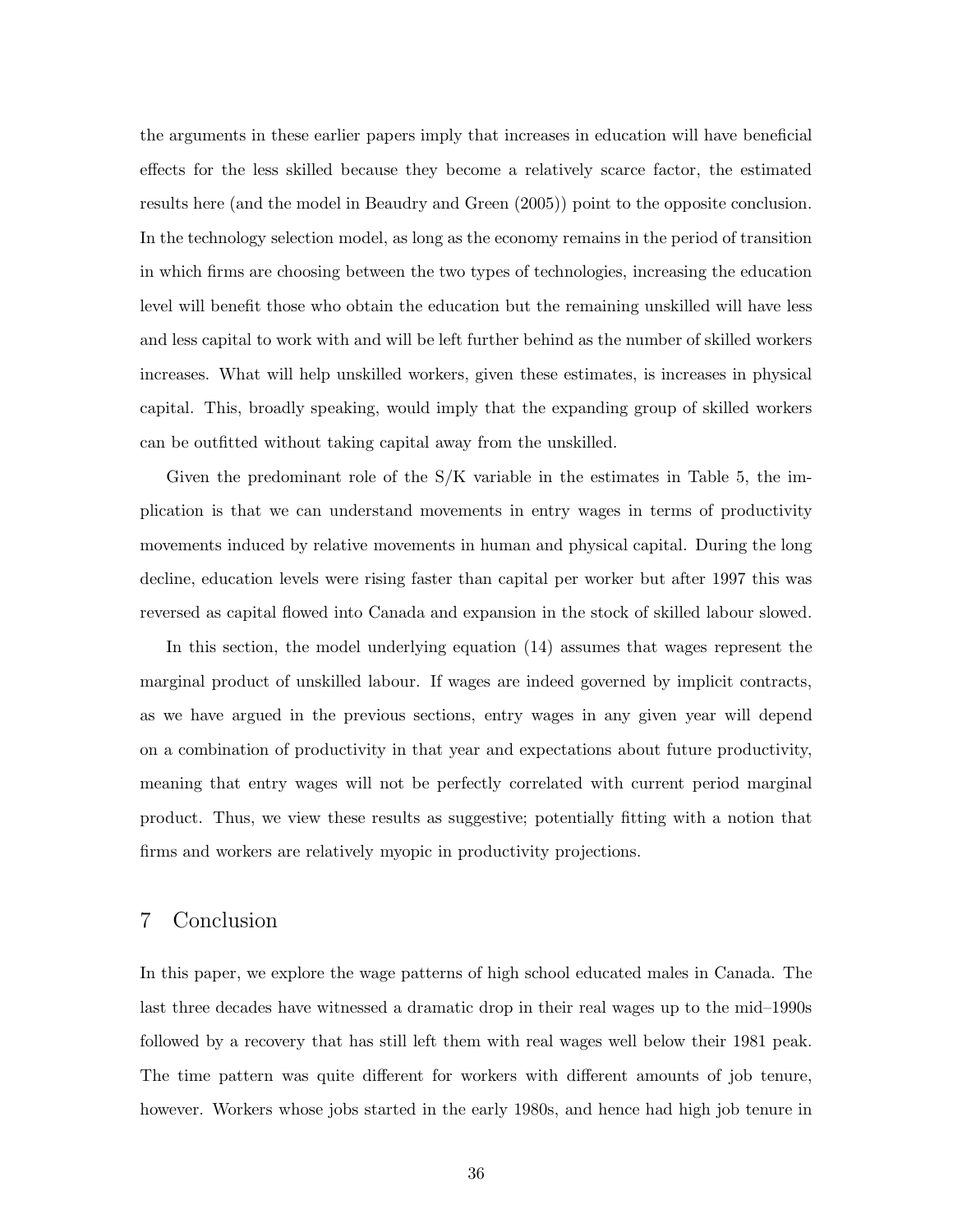the arguments in these earlier papers imply that increases in education will have beneficial effects for the less skilled because they become a relatively scarce factor, the estimated results here (and the model in Beaudry and Green (2005)) point to the opposite conclusion. In the technology selection model, as long as the economy remains in the period of transition in which firms are choosing between the two types of technologies, increasing the education level will benefit those who obtain the education but the remaining unskilled will have less and less capital to work with and will be left further behind as the number of skilled workers increases. What will help unskilled workers, given these estimates, is increases in physical capital. This, broadly speaking, would imply that the expanding group of skilled workers can be outfitted without taking capital away from the unskilled.

Given the predominant role of the S/K variable in the estimates in Table 5, the implication is that we can understand movements in entry wages in terms of productivity movements induced by relative movements in human and physical capital. During the long decline, education levels were rising faster than capital per worker but after 1997 this was reversed as capital flowed into Canada and expansion in the stock of skilled labour slowed.

In this section, the model underlying equation (14) assumes that wages represent the marginal product of unskilled labour. If wages are indeed governed by implicit contracts, as we have argued in the previous sections, entry wages in any given year will depend on a combination of productivity in that year and expectations about future productivity, meaning that entry wages will not be perfectly correlated with current period marginal product. Thus, we view these results as suggestive; potentially fitting with a notion that firms and workers are relatively myopic in productivity projections.

# 7 Conclusion

In this paper, we explore the wage patterns of high school educated males in Canada. The last three decades have witnessed a dramatic drop in their real wages up to the mid–1990s followed by a recovery that has still left them with real wages well below their 1981 peak. The time pattern was quite different for workers with different amounts of job tenure, however. Workers whose jobs started in the early 1980s, and hence had high job tenure in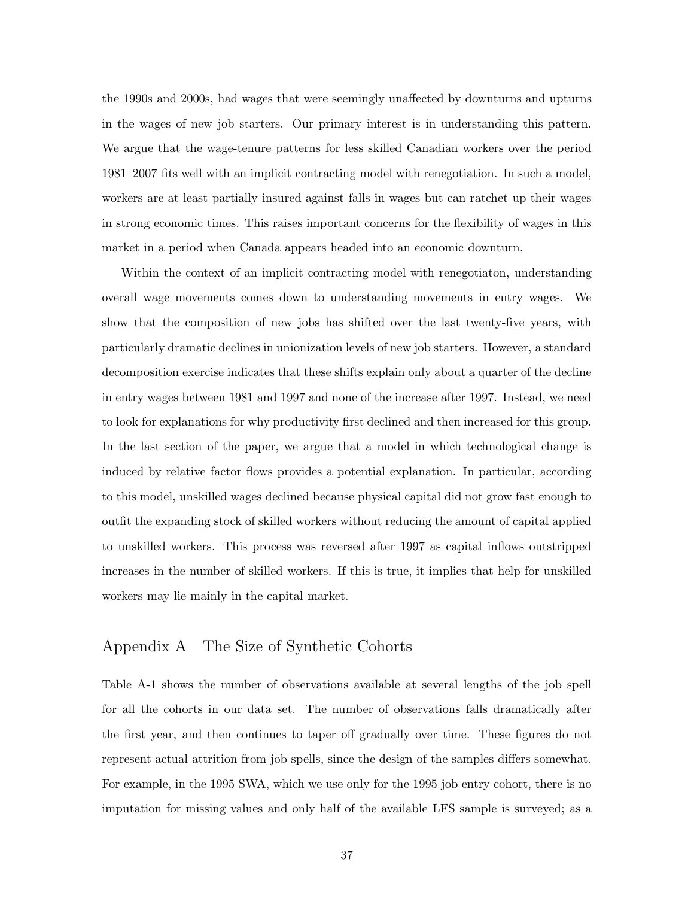the 1990s and 2000s, had wages that were seemingly unaffected by downturns and upturns in the wages of new job starters. Our primary interest is in understanding this pattern. We argue that the wage-tenure patterns for less skilled Canadian workers over the period 1981–2007 fits well with an implicit contracting model with renegotiation. In such a model, workers are at least partially insured against falls in wages but can ratchet up their wages in strong economic times. This raises important concerns for the flexibility of wages in this market in a period when Canada appears headed into an economic downturn.

Within the context of an implicit contracting model with renegotiaton, understanding overall wage movements comes down to understanding movements in entry wages. We show that the composition of new jobs has shifted over the last twenty-five years, with particularly dramatic declines in unionization levels of new job starters. However, a standard decomposition exercise indicates that these shifts explain only about a quarter of the decline in entry wages between 1981 and 1997 and none of the increase after 1997. Instead, we need to look for explanations for why productivity first declined and then increased for this group. In the last section of the paper, we argue that a model in which technological change is induced by relative factor flows provides a potential explanation. In particular, according to this model, unskilled wages declined because physical capital did not grow fast enough to outfit the expanding stock of skilled workers without reducing the amount of capital applied to unskilled workers. This process was reversed after 1997 as capital inflows outstripped increases in the number of skilled workers. If this is true, it implies that help for unskilled workers may lie mainly in the capital market.

## Appendix A The Size of Synthetic Cohorts

Table A-1 shows the number of observations available at several lengths of the job spell for all the cohorts in our data set. The number of observations falls dramatically after the first year, and then continues to taper off gradually over time. These figures do not represent actual attrition from job spells, since the design of the samples differs somewhat. For example, in the 1995 SWA, which we use only for the 1995 job entry cohort, there is no imputation for missing values and only half of the available LFS sample is surveyed; as a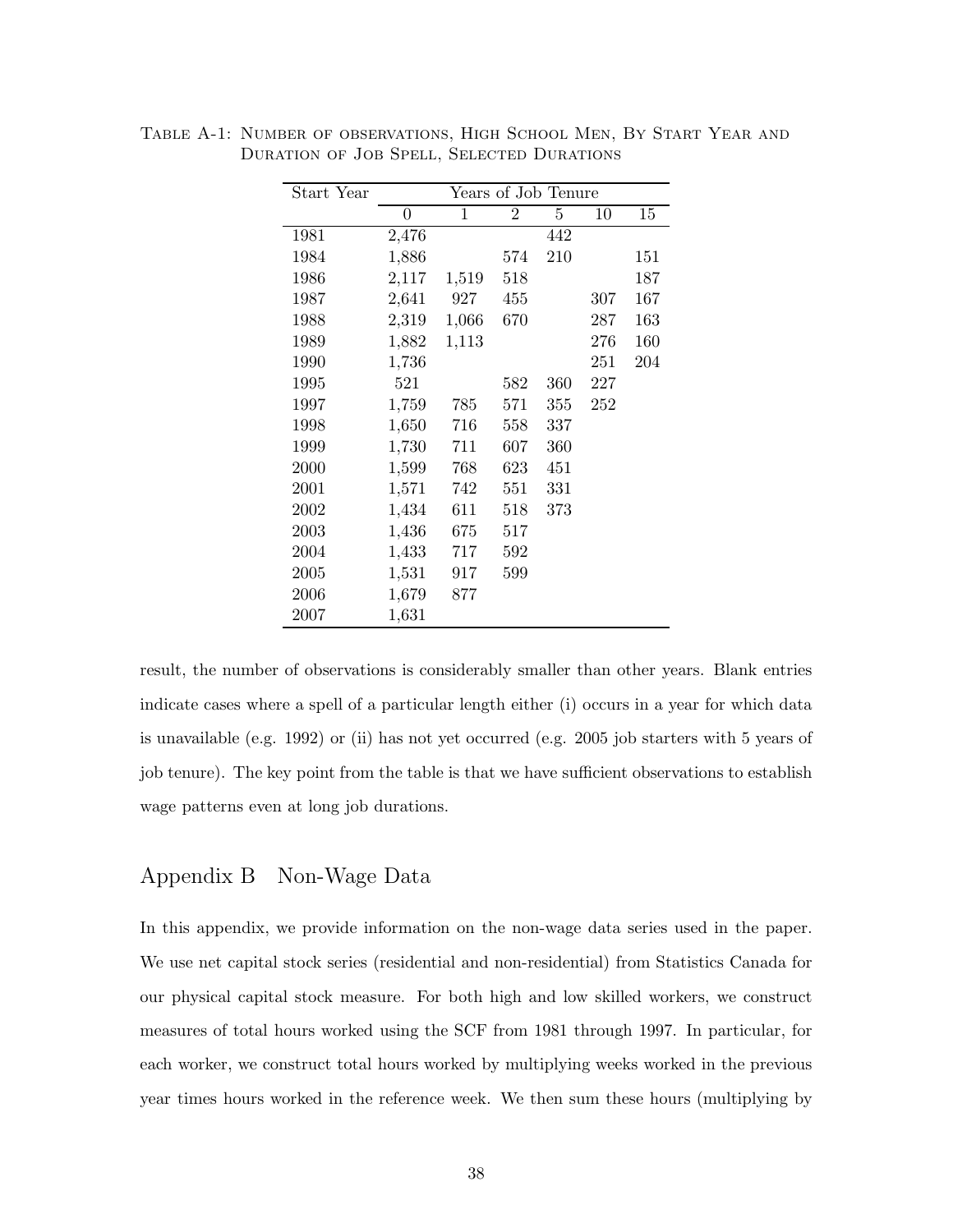Table A-1: Number of observations, High School Men, By Start Year and Duration of Job Spell, Selected Durations

| Start Year | Years of Job Tenure | | | | | |
|---|---|---|---|---|---|---|
| | 0 | 1 | 2 | 5 | 10 | 15 |
| 1981 | 2,476 | | | 442 | | |
| 1984 | 1,886 | | 574 | 210 | | 151 |
| 1986 | 2,117 | 1,519 | 518 | | | 187 |
| 1987 | 2,641 | 927 | 455 | | 307 | 167 |
| 1988 | 2,319 | 1,066 | 670 | | 287 | 163 |
| 1989 | 1,882 | 1,113 | | | 276 | 160 |
| 1990 | 1,736 | | | | 251 | 204 |
| 1995 | 521 | | 582 | 360 | 227 | |
| 1997 | 1,759 | 785 | 571 | 355 | 252 | |
| 1998 | 1,650 | 716 | 558 | 337 | | |
| 1999 | 1,730 | 711 | 607 | 360 | | |
| 2000 | 1,599 | 768 | 623 | 451 | | |
| 2001 | 1,571 | 742 | 551 | 331 | | |
| 2002 | 1,434 | 611 | 518 | 373 | | |
| 2003 | 1,436 | 675 | 517 | | | |
| 2004 | 1,433 | 717 | 592 | | | |
| 2005 | 1,531 | 917 | 599 | | | |
| 2006 | 1,679 | 877 | | | | |
| 2007 | 1,631 | | | | | |

result, the number of observations is considerably smaller than other years. Blank entries indicate cases where a spell of a particular length either (i) occurs in a year for which data is unavailable (e.g. 1992) or (ii) has not yet occurred (e.g. 2005 job starters with 5 years of job tenure). The key point from the table is that we have sufficient observations to establish wage patterns even at long job durations.

## Appendix B Non-Wage Data

In this appendix, we provide information on the non-wage data series used in the paper. We use net capital stock series (residential and non-residential) from Statistics Canada for our physical capital stock measure. For both high and low skilled workers, we construct measures of total hours worked using the SCF from 1981 through 1997. In particular, for each worker, we construct total hours worked by multiplying weeks worked in the previous year times hours worked in the reference week. We then sum these hours (multiplying by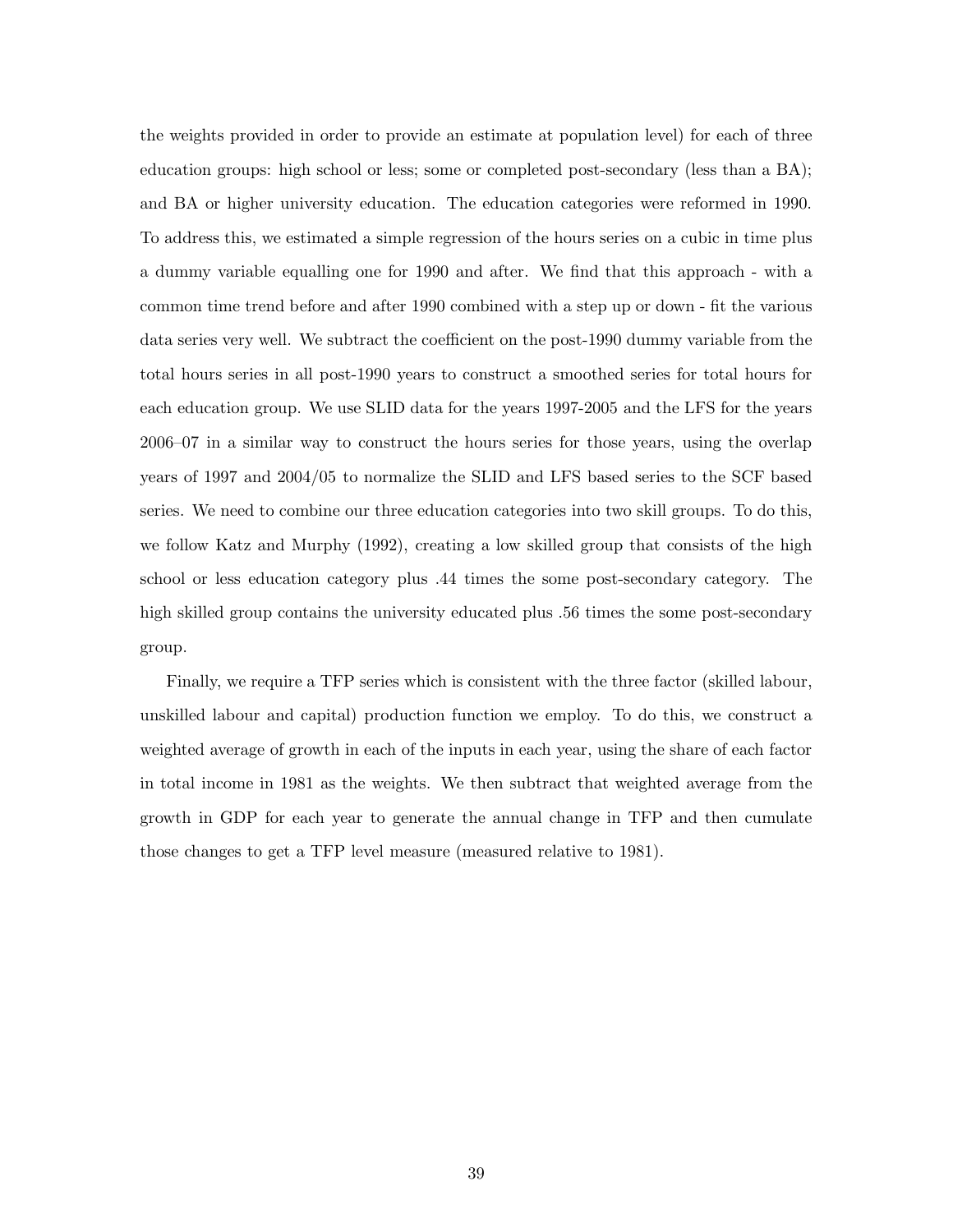the weights provided in order to provide an estimate at population level) for each of three education groups: high school or less; some or completed post-secondary (less than a BA); and BA or higher university education. The education categories were reformed in 1990. To address this, we estimated a simple regression of the hours series on a cubic in time plus a dummy variable equalling one for 1990 and after. We find that this approach - with a common time trend before and after 1990 combined with a step up or down - fit the various data series very well. We subtract the coefficient on the post-1990 dummy variable from the total hours series in all post-1990 years to construct a smoothed series for total hours for each education group. We use SLID data for the years 1997-2005 and the LFS for the years 2006–07 in a similar way to construct the hours series for those years, using the overlap years of 1997 and 2004/05 to normalize the SLID and LFS based series to the SCF based series. We need to combine our three education categories into two skill groups. To do this, we follow Katz and Murphy (1992), creating a low skilled group that consists of the high school or less education category plus .44 times the some post-secondary category. The high skilled group contains the university educated plus .56 times the some post-secondary group.

Finally, we require a TFP series which is consistent with the three factor (skilled labour, unskilled labour and capital) production function we employ. To do this, we construct a weighted average of growth in each of the inputs in each year, using the share of each factor in total income in 1981 as the weights. We then subtract that weighted average from the growth in GDP for each year to generate the annual change in TFP and then cumulate those changes to get a TFP level measure (measured relative to 1981).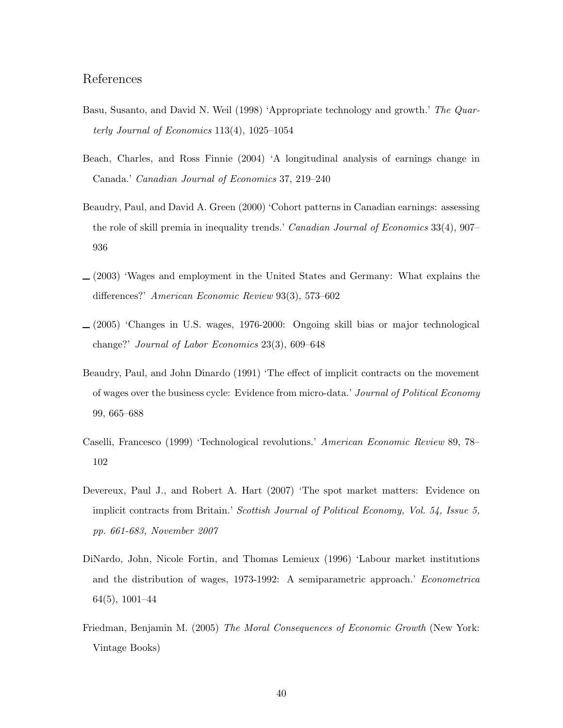# References

Basu, Susanto, and David N. Weil (1998) 'Appropriate technology and growth.' *The Quarterly Journal of Economics* 113(4), 1025–1054

Beach, Charles, and Ross Finnie (2004) 'A longitudinal analysis of earnings change in Canada.' *Canadian Journal of Economics* 37, 219–240

Beaudry, Paul, and David A. Green (2000) 'Cohort patterns in Canadian earnings: assessing the role of skill premia in inequality trends.' *Canadian Journal of Economics* 33(4), 907–936

— (2003) 'Wages and employment in the United States and Germany: What explains the differences?' *American Economic Review* 93(3), 573–602

— (2005) 'Changes in U.S. wages, 1976-2000: Ongoing skill bias or major technological change?' *Journal of Labor Economics* 23(3), 609–648

Beaudry, Paul, and John Dinardo (1991) 'The effect of implicit contracts on the movement of wages over the business cycle: Evidence from micro-data.' *Journal of Political Economy* 99, 665–688

Caselli, Francesco (1999) 'Technological revolutions.' *American Economic Review* 89, 78–102

Devereux, Paul J., and Robert A. Hart (2007) 'The spot market matters: Evidence on implicit contracts from Britain.' *Scottish Journal of Political Economy, Vol. 54, Issue 5, pp. 661-683, November 2007*

DiNardo, John, Nicole Fortin, and Thomas Lemieux (1996) 'Labour market institutions and the distribution of wages, 1973-1992: A semiparametric approach.' *Econometrica* 64(5), 1001–44

Friedman, Benjamin M. (2005) *The Moral Consequences of Economic Growth* (New York: Vintage Books)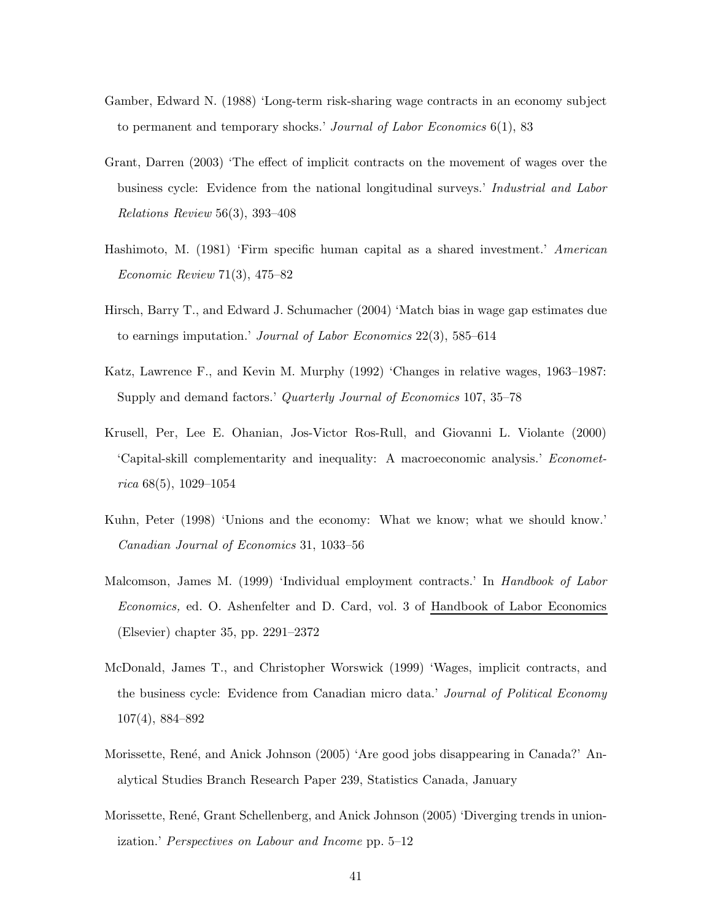Gamber, Edward N. (1988) 'Long-term risk-sharing wage contracts in an economy subject to permanent and temporary shocks.' *Journal of Labor Economics* 6(1), 83

Grant, Darren (2003) 'The effect of implicit contracts on the movement of wages over the business cycle: Evidence from the national longitudinal surveys.' *Industrial and Labor Relations Review* 56(3), 393–408

Hashimoto, M. (1981) 'Firm specific human capital as a shared investment.' *American Economic Review* 71(3), 475–82

Hirsch, Barry T., and Edward J. Schumacher (2004) 'Match bias in wage gap estimates due to earnings imputation.' *Journal of Labor Economics* 22(3), 585–614

Katz, Lawrence F., and Kevin M. Murphy (1992) 'Changes in relative wages, 1963–1987: Supply and demand factors.' *Quarterly Journal of Economics* 107, 35–78

Krusell, Per, Lee E. Ohanian, Jos-Victor Ros-Rull, and Giovanni L. Violante (2000) 'Capital-skill complementarity and inequality: A macroeconomic analysis.' *Econometrica* 68(5), 1029–1054

Kuhn, Peter (1998) 'Unions and the economy: What we know; what we should know.' *Canadian Journal of Economics* 31, 1033–56

Malcomson, James M. (1999) 'Individual employment contracts.' In *Handbook of Labor Economics,* ed. O. Ashenfelter and D. Card, vol. 3 of Handbook of Labor Economics (Elsevier) chapter 35, pp. 2291–2372

McDonald, James T., and Christopher Worswick (1999) 'Wages, implicit contracts, and the business cycle: Evidence from Canadian micro data.' *Journal of Political Economy* 107(4), 884–892

Morissette, René, and Anick Johnson (2005) 'Are good jobs disappearing in Canada?' Analytical Studies Branch Research Paper 239, Statistics Canada, January

Morissette, René, Grant Schellenberg, and Anick Johnson (2005) 'Diverging trends in unionization.' *Perspectives on Labour and Income* pp. 5–12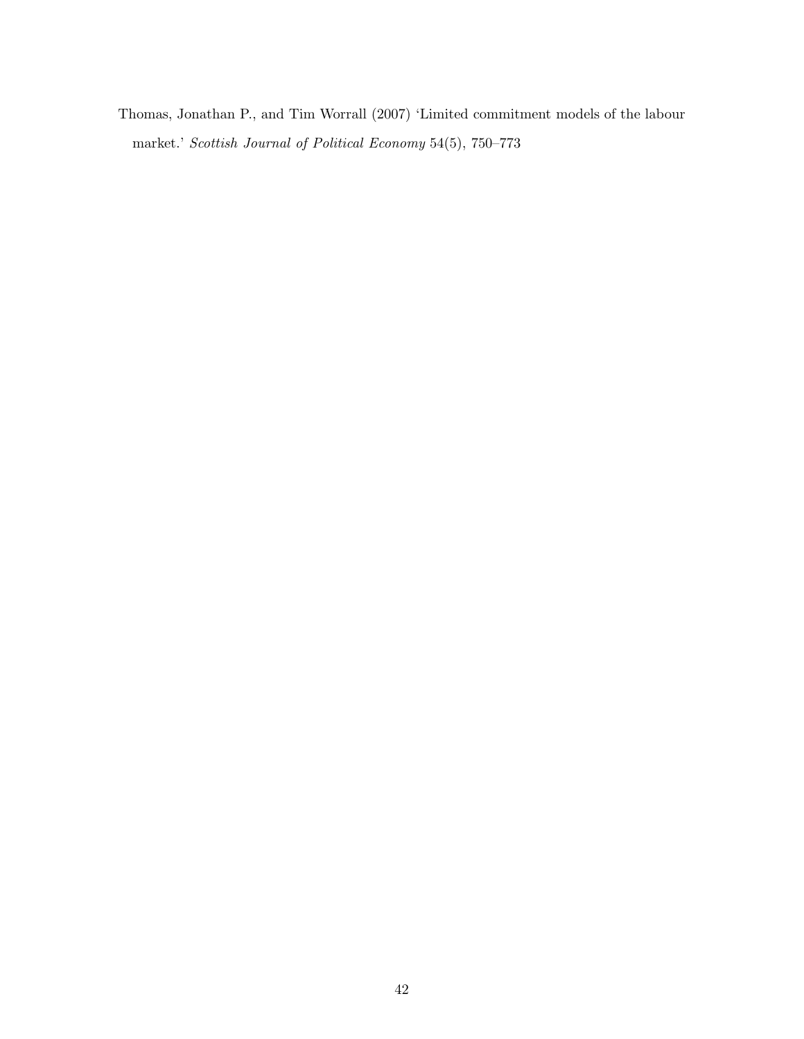Thomas, Jonathan P., and Tim Worrall (2007) 'Limited commitment models of the labour market.' *Scottish Journal of Political Economy* 54(5), 750–773